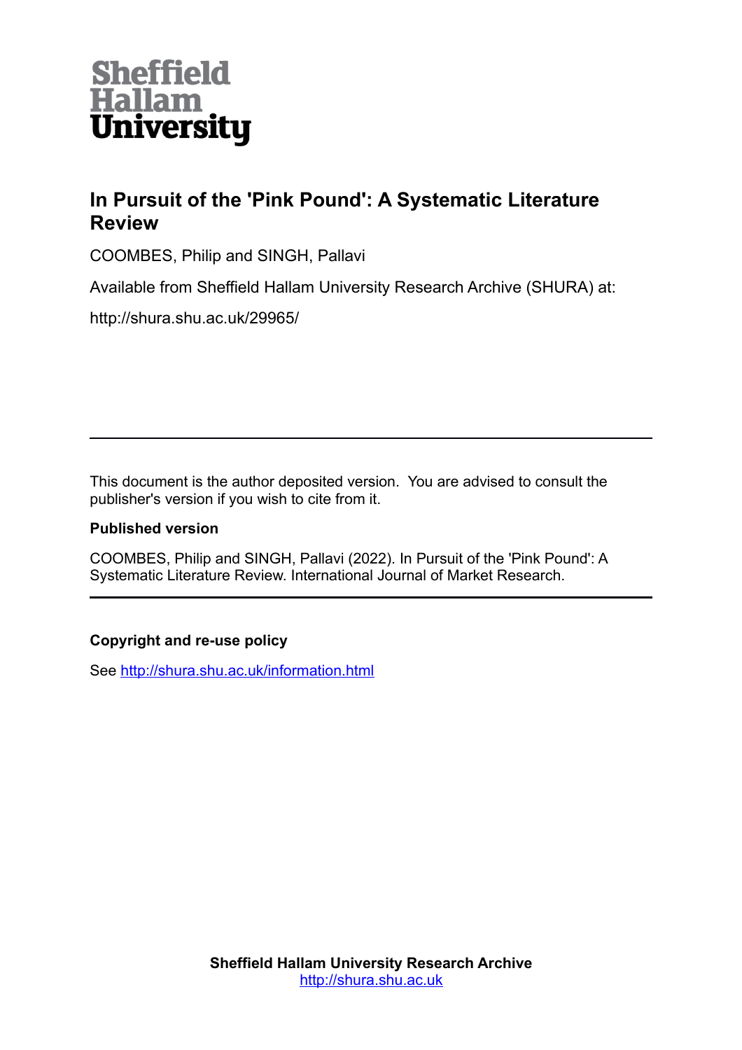Sheffield Hallam University

# In Pursuit of the 'Pink Pound': A Systematic Literature Review

COOMBES, Philip and SINGH, Pallavi

Available from Sheffield Hallam University Research Archive (SHURA) at:

http://shura.shu.ac.uk/29965/

---

This document is the author deposited version. You are advised to consult the publisher's version if you wish to cite from it.

**Published version**

COOMBES, Philip and SINGH, Pallavi (2022). In Pursuit of the 'Pink Pound': A Systematic Literature Review. International Journal of Market Research.

---

**Copyright and re-use policy**

See http://shura.shu.ac.uk/information.html

**Sheffield Hallam University Research Archive**
http://shura.shu.ac.uk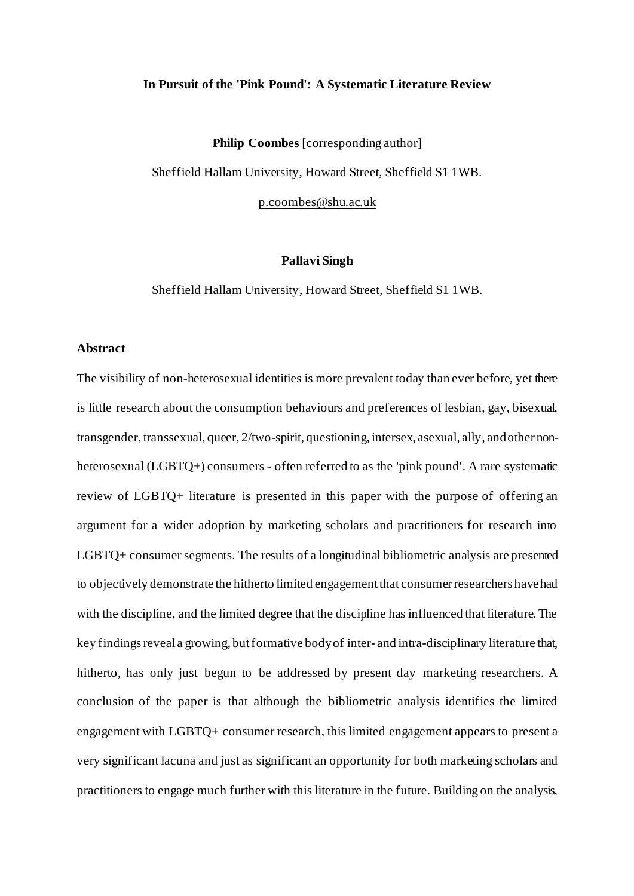**In Pursuit of the 'Pink Pound': A Systematic Literature Review**

**Philip Coombes** [corresponding author]

Sheffield Hallam University, Howard Street, Sheffield S1 1WB.

p.coombes@shu.ac.uk

**Pallavi Singh**

Sheffield Hallam University, Howard Street, Sheffield S1 1WB.

## Abstract

The visibility of non-heterosexual identities is more prevalent today than ever before, yet there is little research about the consumption behaviours and preferences of lesbian, gay, bisexual, transgender, transsexual, queer, 2/two-spirit, questioning, intersex, asexual, ally, and other non-heterosexual (LGBTQ+) consumers - often referred to as the 'pink pound'. A rare systematic review of LGBTQ+ literature is presented in this paper with the purpose of offering an argument for a wider adoption by marketing scholars and practitioners for research into LGBTQ+ consumer segments. The results of a longitudinal bibliometric analysis are presented to objectively demonstrate the hitherto limited engagement that consumer researchers have had with the discipline, and the limited degree that the discipline has influenced that literature. The key findings reveal a growing, but formative body of inter- and intra-disciplinary literature that, hitherto, has only just begun to be addressed by present day marketing researchers. A conclusion of the paper is that although the bibliometric analysis identifies the limited engagement with LGBTQ+ consumer research, this limited engagement appears to present a very significant lacuna and just as significant an opportunity for both marketing scholars and practitioners to engage much further with this literature in the future. Building on the analysis,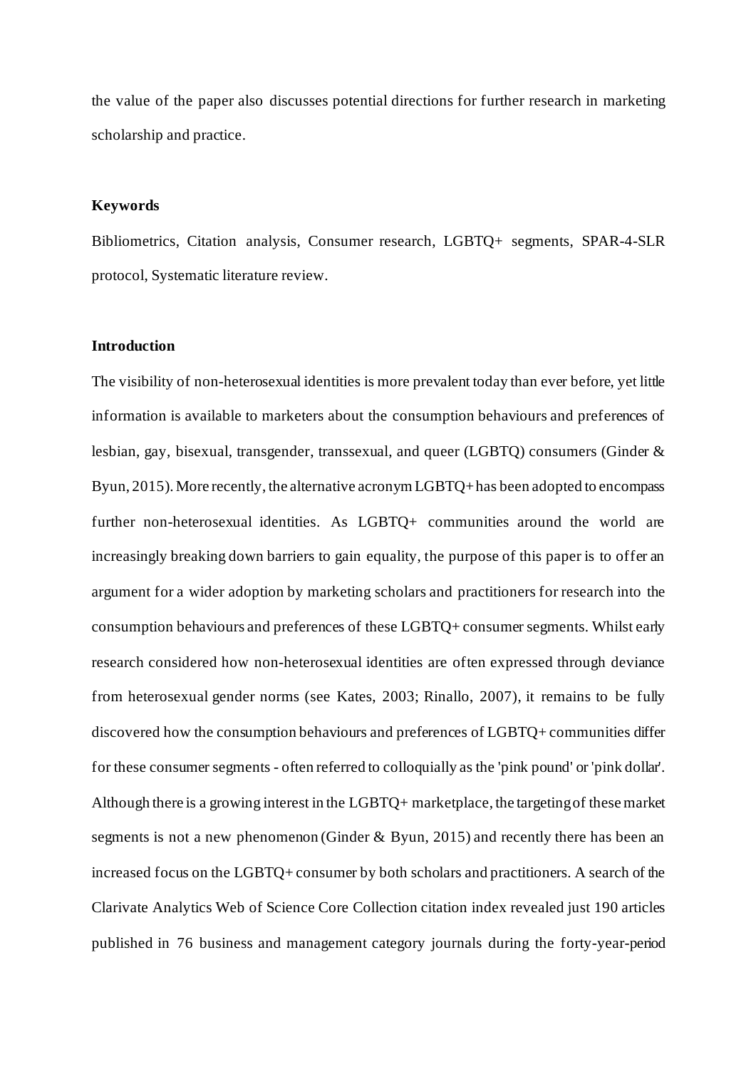the value of the paper also discusses potential directions for further research in marketing scholarship and practice.

**Keywords**

Bibliometrics, Citation analysis, Consumer research, LGBTQ+ segments, SPAR-4-SLR protocol, Systematic literature review.

**Introduction**

The visibility of non-heterosexual identities is more prevalent today than ever before, yet little information is available to marketers about the consumption behaviours and preferences of lesbian, gay, bisexual, transgender, transsexual, and queer (LGBTQ) consumers (Ginder & Byun, 2015). More recently, the alternative acronym LGBTQ+ has been adopted to encompass further non-heterosexual identities. As LGBTQ+ communities around the world are increasingly breaking down barriers to gain equality, the purpose of this paper is to offer an argument for a wider adoption by marketing scholars and practitioners for research into the consumption behaviours and preferences of these LGBTQ+ consumer segments. Whilst early research considered how non-heterosexual identities are often expressed through deviance from heterosexual gender norms (see Kates, 2003; Rinallo, 2007), it remains to be fully discovered how the consumption behaviours and preferences of LGBTQ+ communities differ for these consumer segments - often referred to colloquially as the 'pink pound' or 'pink dollar'. Although there is a growing interest in the LGBTQ+ marketplace, the targeting of these market segments is not a new phenomenon (Ginder & Byun, 2015) and recently there has been an increased focus on the LGBTQ+ consumer by both scholars and practitioners. A search of the Clarivate Analytics Web of Science Core Collection citation index revealed just 190 articles published in 76 business and management category journals during the forty-year-period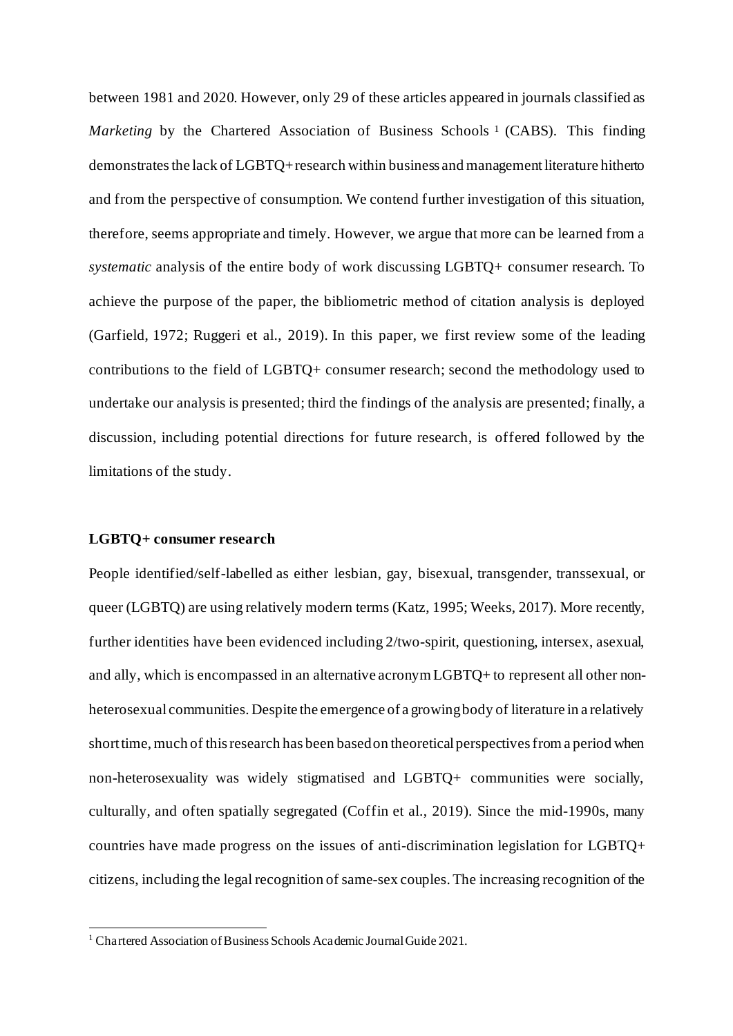between 1981 and 2020. However, only 29 of these articles appeared in journals classified as *Marketing* by the Chartered Association of Business Schools [1] (CABS). This finding demonstrates the lack of LGBTQ+ research within business and management literature hitherto and from the perspective of consumption. We contend further investigation of this situation, therefore, seems appropriate and timely. However, we argue that more can be learned from a *systematic* analysis of the entire body of work discussing LGBTQ+ consumer research. To achieve the purpose of the paper, the bibliometric method of citation analysis is deployed (Garfield, 1972; Ruggeri et al., 2019). In this paper, we first review some of the leading contributions to the field of LGBTQ+ consumer research; second the methodology used to undertake our analysis is presented; third the findings of the analysis are presented; finally, a discussion, including potential directions for future research, is offered followed by the limitations of the study.

## LGBTQ+ consumer research

People identified/self-labelled as either lesbian, gay, bisexual, transgender, transsexual, or queer (LGBTQ) are using relatively modern terms (Katz, 1995; Weeks, 2017). More recently, further identities have been evidenced including 2/two-spirit, questioning, intersex, asexual, and ally, which is encompassed in an alternative acronym LGBTQ+ to represent all other non-heterosexual communities. Despite the emergence of a growing body of literature in a relatively short time, much of this research has been based on theoretical perspectives from a period when non-heterosexuality was widely stigmatised and LGBTQ+ communities were socially, culturally, and often spatially segregated (Coffin et al., 2019). Since the mid-1990s, many countries have made progress on the issues of anti-discrimination legislation for LGBTQ+ citizens, including the legal recognition of same-sex couples. The increasing recognition of the

[1] Chartered Association of Business Schools Academic Journal Guide 2021.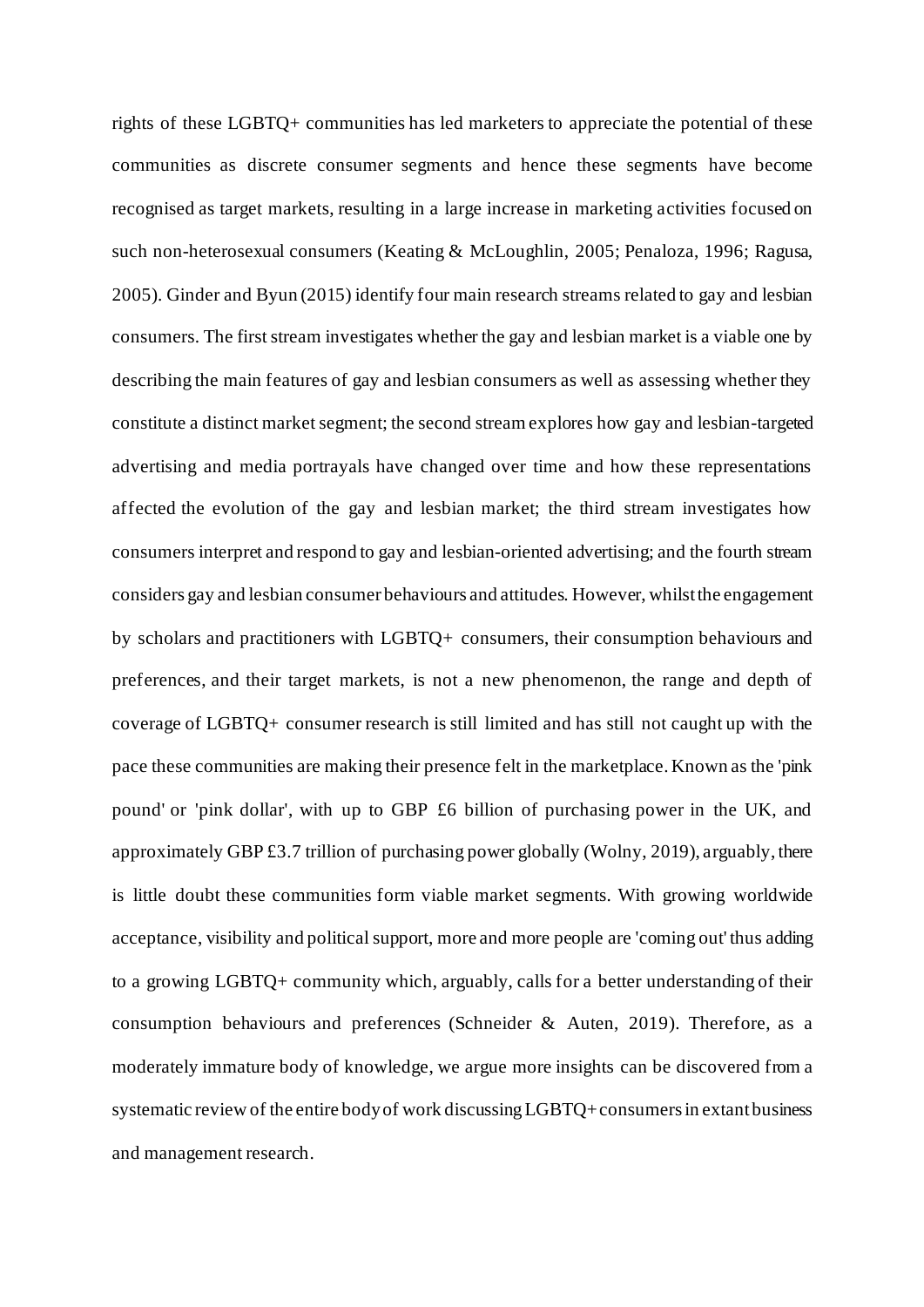rights of these LGBTQ+ communities has led marketers to appreciate the potential of these communities as discrete consumer segments and hence these segments have become recognised as target markets, resulting in a large increase in marketing activities focused on such non-heterosexual consumers (Keating & McLoughlin, 2005; Penaloza, 1996; Ragusa, 2005). Ginder and Byun (2015) identify four main research streams related to gay and lesbian consumers. The first stream investigates whether the gay and lesbian market is a viable one by describing the main features of gay and lesbian consumers as well as assessing whether they constitute a distinct market segment; the second stream explores how gay and lesbian-targeted advertising and media portrayals have changed over time and how these representations affected the evolution of the gay and lesbian market; the third stream investigates how consumers interpret and respond to gay and lesbian-oriented advertising; and the fourth stream considers gay and lesbian consumer behaviours and attitudes. However, whilst the engagement by scholars and practitioners with LGBTQ+ consumers, their consumption behaviours and preferences, and their target markets, is not a new phenomenon, the range and depth of coverage of LGBTQ+ consumer research is still limited and has still not caught up with the pace these communities are making their presence felt in the marketplace. Known as the 'pink pound' or 'pink dollar', with up to GBP £6 billion of purchasing power in the UK, and approximately GBP £3.7 trillion of purchasing power globally (Wolny, 2019), arguably, there is little doubt these communities form viable market segments. With growing worldwide acceptance, visibility and political support, more and more people are 'coming out' thus adding to a growing LGBTQ+ community which, arguably, calls for a better understanding of their consumption behaviours and preferences (Schneider & Auten, 2019). Therefore, as a moderately immature body of knowledge, we argue more insights can be discovered from a systematic review of the entire body of work discussing LGBTQ+ consumers in extant business and management research.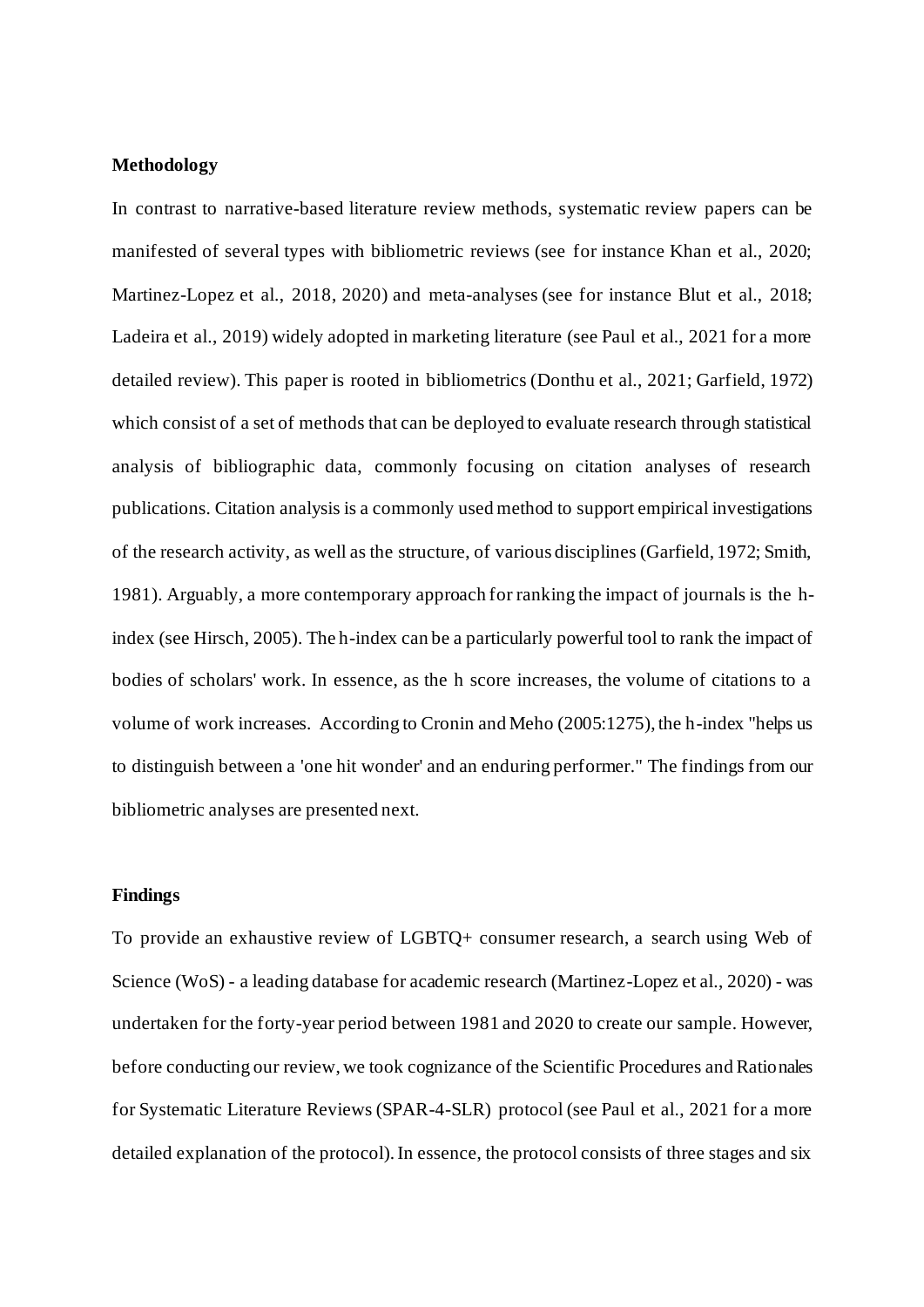**Methodology**

In contrast to narrative-based literature review methods, systematic review papers can be manifested of several types with bibliometric reviews (see for instance Khan et al., 2020; Martinez-Lopez et al., 2018, 2020) and meta-analyses (see for instance Blut et al., 2018; Ladeira et al., 2019) widely adopted in marketing literature (see Paul et al., 2021 for a more detailed review). This paper is rooted in bibliometrics (Donthu et al., 2021; Garfield, 1972) which consist of a set of methods that can be deployed to evaluate research through statistical analysis of bibliographic data, commonly focusing on citation analyses of research publications. Citation analysis is a commonly used method to support empirical investigations of the research activity, as well as the structure, of various disciplines (Garfield, 1972; Smith, 1981). Arguably, a more contemporary approach for ranking the impact of journals is the h-index (see Hirsch, 2005). The h-index can be a particularly powerful tool to rank the impact of bodies of scholars' work. In essence, as the h score increases, the volume of citations to a volume of work increases. According to Cronin and Meho (2005:1275), the h-index "helps us to distinguish between a 'one hit wonder' and an enduring performer." The findings from our bibliometric analyses are presented next.

**Findings**

To provide an exhaustive review of LGBTQ+ consumer research, a search using Web of Science (WoS) - a leading database for academic research (Martinez-Lopez et al., 2020) - was undertaken for the forty-year period between 1981 and 2020 to create our sample. However, before conducting our review, we took cognizance of the Scientific Procedures and Rationales for Systematic Literature Reviews (SPAR-4-SLR) protocol (see Paul et al., 2021 for a more detailed explanation of the protocol). In essence, the protocol consists of three stages and six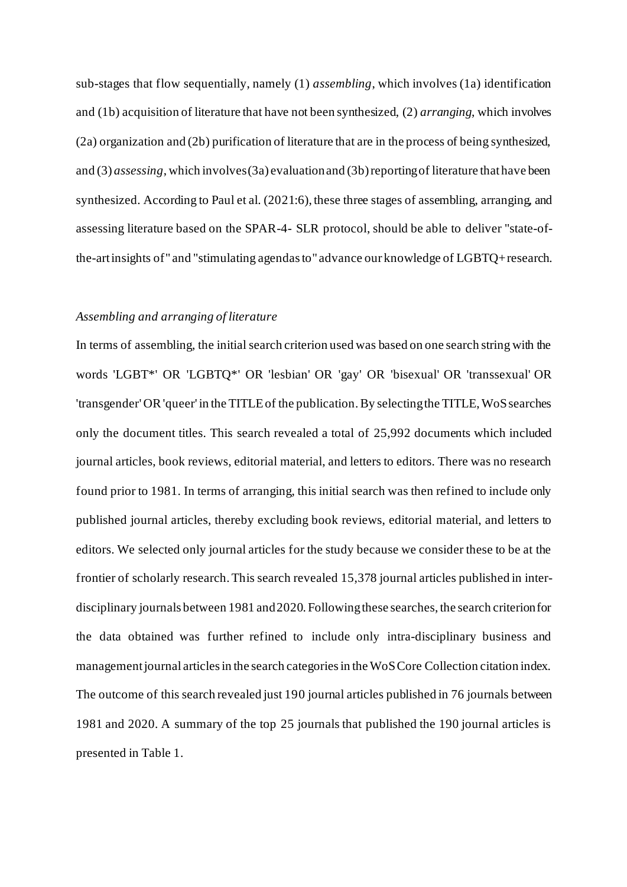sub-stages that flow sequentially, namely (1) *assembling*, which involves (1a) identification and (1b) acquisition of literature that have not been synthesized, (2) *arranging*, which involves (2a) organization and (2b) purification of literature that are in the process of being synthesized, and (3) *assessing*, which involves (3a) evaluation and (3b) reporting of literature that have been synthesized. According to Paul et al. (2021:6), these three stages of assembling, arranging, and assessing literature based on the SPAR-4- SLR protocol, should be able to deliver "state-of-the-art insights of" and "stimulating agendas to" advance our knowledge of LGBTQ+ research.

*Assembling and arranging of literature*

In terms of assembling, the initial search criterion used was based on one search string with the words 'LGBT*' OR 'LGBTQ*' OR 'lesbian' OR 'gay' OR 'bisexual' OR 'transsexual' OR 'transgender' OR 'queer' in the TITLE of the publication. By selecting the TITLE, WoS searches only the document titles. This search revealed a total of 25,992 documents which included journal articles, book reviews, editorial material, and letters to editors. There was no research found prior to 1981. In terms of arranging, this initial search was then refined to include only published journal articles, thereby excluding book reviews, editorial material, and letters to editors. We selected only journal articles for the study because we consider these to be at the frontier of scholarly research. This search revealed 15,378 journal articles published in inter-disciplinary journals between 1981 and 2020. Following these searches, the search criterion for the data obtained was further refined to include only intra-disciplinary business and management journal articles in the search categories in the WoS Core Collection citation index. The outcome of this search revealed just 190 journal articles published in 76 journals between 1981 and 2020. A summary of the top 25 journals that published the 190 journal articles is presented in Table 1.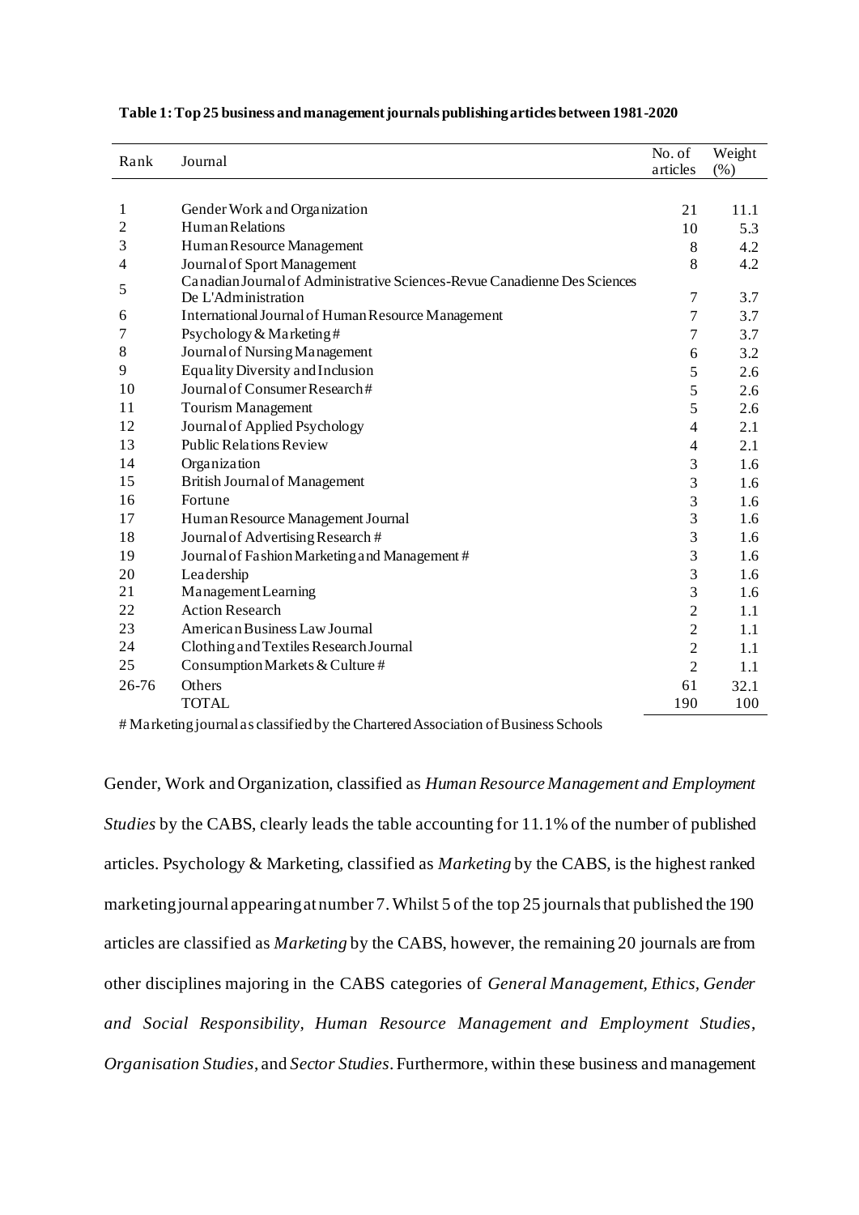**Table 1: Top 25 business and management journals publishing articles between 1981-2020**

| Rank | Journal | No. of articles | Weight (%) |
|---|---|---|---|
| 1 | Gender Work and Organization | 21 | 11.1 |
| 2 | Human Relations | 10 | 5.3 |
| 3 | Human Resource Management | 8 | 4.2 |
| 4 | Journal of Sport Management | 8 | 4.2 |
| 5 | Canadian Journal of Administrative Sciences-Revue Canadienne Des Sciences De L'Administration | 7 | 3.7 |
| 6 | International Journal of Human Resource Management | 7 | 3.7 |
| 7 | Psychology & Marketing # | 7 | 3.7 |
| 8 | Journal of Nursing Management | 6 | 3.2 |
| 9 | Equality Diversity and Inclusion | 5 | 2.6 |
| 10 | Journal of Consumer Research # | 5 | 2.6 |
| 11 | Tourism Management | 5 | 2.6 |
| 12 | Journal of Applied Psychology | 4 | 2.1 |
| 13 | Public Relations Review | 4 | 2.1 |
| 14 | Organization | 3 | 1.6 |
| 15 | British Journal of Management | 3 | 1.6 |
| 16 | Fortune | 3 | 1.6 |
| 17 | Human Resource Management Journal | 3 | 1.6 |
| 18 | Journal of Advertising Research # | 3 | 1.6 |
| 19 | Journal of Fashion Marketing and Management # | 3 | 1.6 |
| 20 | Leadership | 3 | 1.6 |
| 21 | Management Learning | 3 | 1.6 |
| 22 | Action Research | 2 | 1.1 |
| 23 | American Business Law Journal | 2 | 1.1 |
| 24 | Clothing and Textiles Research Journal | 2 | 1.1 |
| 25 | Consumption Markets & Culture # | 2 | 1.1 |
| 26-76 | Others | 61 | 32.1 |
| | TOTAL | 190 | 100 |

# Marketing journal as classified by the Chartered Association of Business Schools

Gender, Work and Organization, classified as *Human Resource Management and Employment Studies* by the CABS, clearly leads the table accounting for 11.1% of the number of published articles. Psychology & Marketing, classified as *Marketing* by the CABS, is the highest ranked marketing journal appearing at number 7. Whilst 5 of the top 25 journals that published the 190 articles are classified as *Marketing* by the CABS, however, the remaining 20 journals are from other disciplines majoring in the CABS categories of *General Management*, *Ethics, Gender and Social Responsibility*, *Human Resource Management and Employment Studies*, *Organisation Studies*, and *Sector Studies*. Furthermore, within these business and management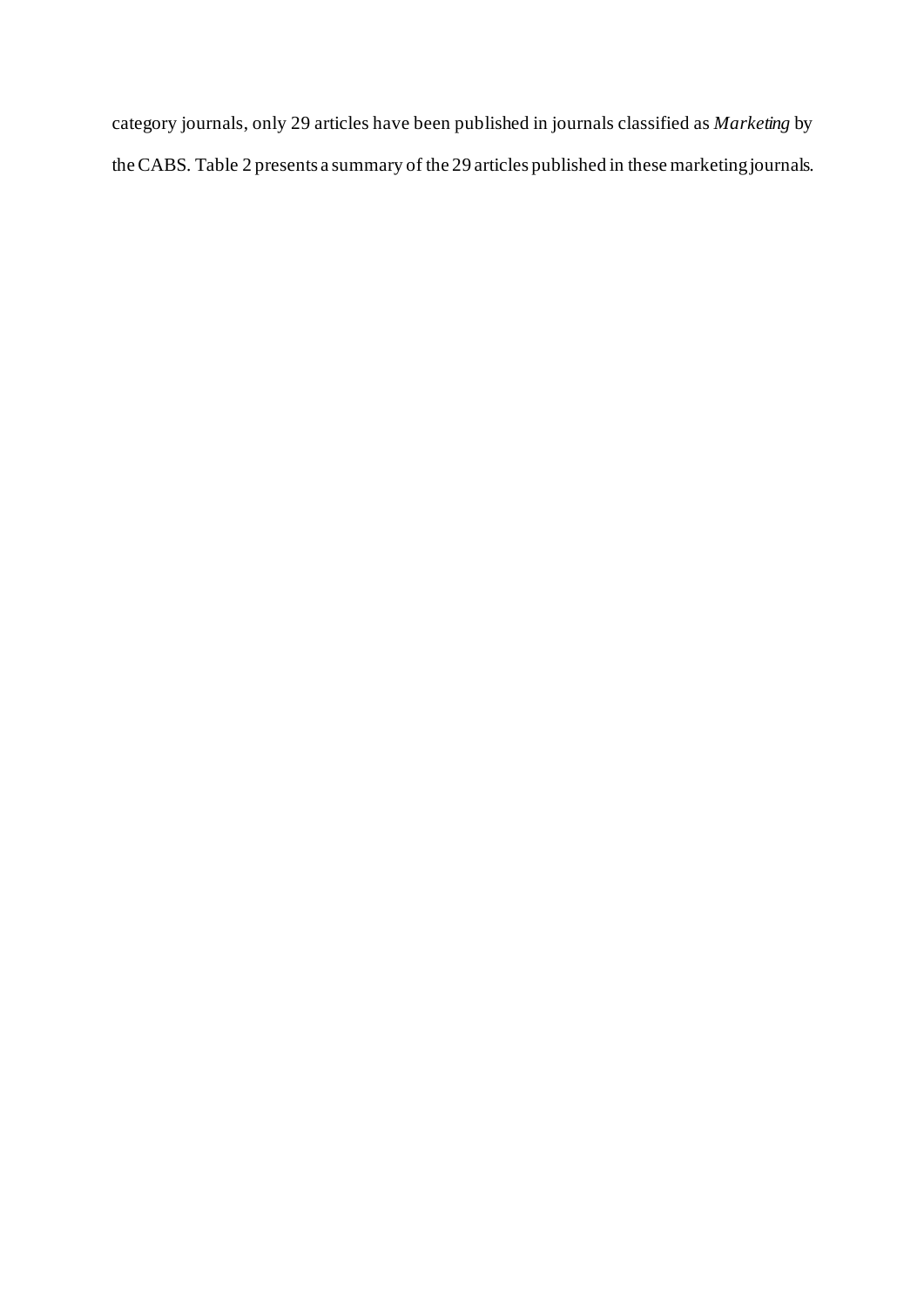category journals, only 29 articles have been published in journals classified as *Marketing* by the CABS. Table 2 presents a summary of the 29 articles published in these marketing journals.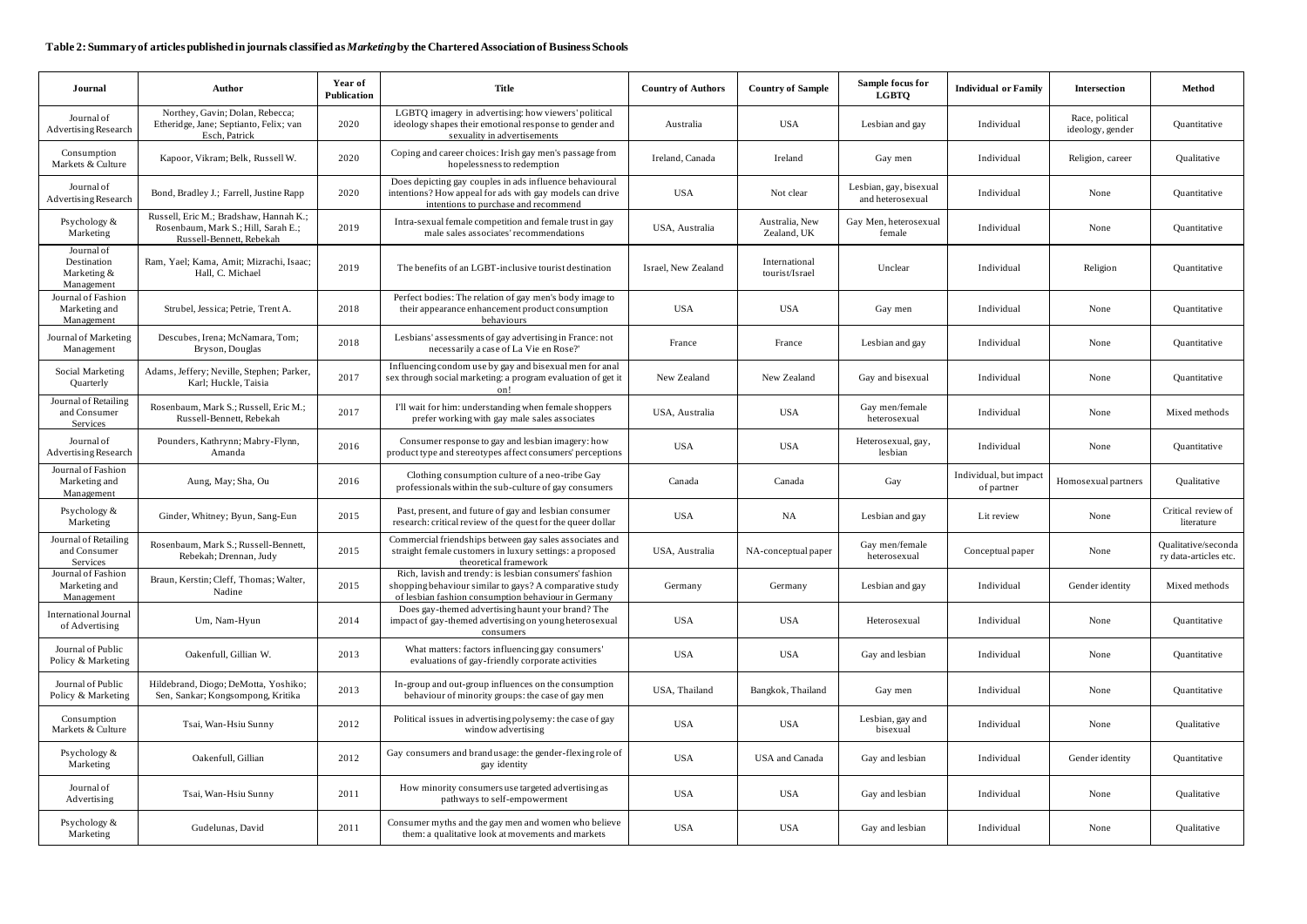**Table 2: Summary of articles published in journals classified as *Marketing* by the Chartered Association of Business Schools**

| Journal | Author | Year of Publication | Title | Country of Authors | Country of Sample | Sample focus for LGBTQ | Individual or Family | Intersection | Method |
|---|---|---|---|---|---|---|---|---|---|
| Journal of Advertising Research | Northey, Gavin; Dolan, Rebecca; Etheridge, Jane; Septianto, Felix; van Esch, Patrick | 2020 | LGBTQ imagery in advertising: how viewers' political ideology shapes their emotional response to gender and sexuality in advertisements | Australia | USA | Lesbian and gay | Individual | Race, political ideology, gender | Quantitative |
| Consumption Markets & Culture | Kapoor, Vikram; Belk, Russell W. | 2020 | Coping and career choices: Irish gay men's passage from hopelessness to redemption | Ireland, Canada | Ireland | Gay men | Individual | Religion, career | Qualitative |
| Journal of Advertising Research | Bond, Bradley J.; Farrell, Justine Rapp | 2020 | Does depicting gay couples in ads influence behavioural intentions? How appeal for ads with gay models can drive intentions to purchase and recommend | USA | Not clear | Lesbian, gay, bisexual and heterosexual | Individual | None | Quantitative |
| Psychology & Marketing | Russell, Eric M.; Bradshaw, Hannah K.; Rosenbaum, Mark S.; Hill, Sarah E.; Russell-Bennett, Rebekah | 2019 | Intra-sexual female competition and female trust in gay male sales associates' recommendations | USA, Australia | Australia, New Zealand, UK | Gay Men, heterosexual female | Individual | None | Quantitative |
| Journal of Destination Marketing & Management | Ram, Yael; Kama, Amit; Mizrachi, Isaac; Hall, C. Michael | 2019 | The benefits of an LGBT-inclusive tourist destination | Israel, New Zealand | International tourist/Israel | Unclear | Individual | Religion | Quantitative |
| Journal of Fashion Marketing and Management | Strubel, Jessica; Petrie, Trent A. | 2018 | Perfect bodies: The relation of gay men's body image to their appearance enhancement product consumption behaviours | USA | USA | Gay men | Individual | None | Quantitative |
| Journal of Marketing Management | Descubes, Irena; McNamara, Tom; Bryson, Douglas | 2018 | Lesbians' assessments of gay advertising in France: not necessarily a case of La Vie en Rose?' | France | France | Lesbian and gay | Individual | None | Quantitative |
| Social Marketing Quarterly | Adams, Jeffery; Neville, Stephen; Parker, Karl; Huckle, Taisia | 2017 | Influencing condom use by gay and bisexual men for anal sex through social marketing: a program evaluation of get it on! | New Zealand | New Zealand | Gay and bisexual | Individual | None | Quantitative |
| Journal of Retailing and Consumer Services | Rosenbaum, Mark S.; Russell, Eric M.; Russell-Bennett, Rebekah | 2017 | I'll wait for him: understanding when female shoppers prefer working with gay male sales associates | USA, Australia | USA | Gay men/female heterosexual | Individual | None | Mixed methods |
| Journal of Advertising Research | Pounders, Kathrynn; Mabry-Flynn, Amanda | 2016 | Consumer response to gay and lesbian imagery: how product type and stereotypes affect consumers' perceptions | USA | USA | Heterosexual, gay, lesbian | Individual | None | Quantitative |
| Journal of Fashion Marketing and Management | Aung, May; Sha, Ou | 2016 | Clothing consumption culture of a neo-tribe Gay professionals within the sub-culture of gay consumers | Canada | Canada | Gay | Individual, but impact of partner | Homosexual partners | Qualitative |
| Psychology & Marketing | Ginder, Whitney; Byun, Sang-Eun | 2015 | Past, present, and future of gay and lesbian consumer research: critical review of the quest for the queer dollar | USA | NA | Lesbian and gay | Lit review | None | Critical review of literature |
| Journal of Retailing and Consumer Services | Rosenbaum, Mark S.; Russell-Bennett, Rebekah; Drennan, Judy | 2015 | Commercial friendships between gay sales associates and straight female customers in luxury settings: a proposed theoretical framework | USA, Australia | NA-conceptual paper | Gay men/female heterosexual | Conceptual paper | None | Qualitative/secondary data-articles etc. |
| Journal of Fashion Marketing and Management | Braun, Kerstin; Cleff, Thomas; Walter, Nadine | 2015 | Rich, lavish and trendy: is lesbian consumers' fashion shopping behaviour similar to gays? A comparative study of lesbian fashion consumption behaviour in Germany | Germany | Germany | Lesbian and gay | Individual | Gender identity | Mixed methods |
| International Journal of Advertising | Um, Nam-Hyun | 2014 | Does gay-themed advertising haunt your brand? The impact of gay-themed advertising on young heterosexual consumers | USA | USA | Heterosexual | Individual | None | Quantitative |
| Journal of Public Policy & Marketing | Oakenfull, Gillian W. | 2013 | What matters: factors influencing gay consumers' evaluations of gay-friendly corporate activities | USA | USA | Gay and lesbian | Individual | None | Quantitative |
| Journal of Public Policy & Marketing | Hildebrand, Diogo; DeMotta, Yoshiko; Sen, Sankar; Kongsompong, Kritika | 2013 | In-group and out-group influences on the consumption behaviour of minority groups: the case of gay men | USA, Thailand | Bangkok, Thailand | Gay men | Individual | None | Quantitative |
| Consumption Markets & Culture | Tsai, Wan-Hsiu Sunny | 2012 | Political issues in advertising polysemy: the case of gay window advertising | USA | USA | Lesbian, gay and bisexual | Individual | None | Qualitative |
| Psychology & Marketing | Oakenfull, Gillian | 2012 | Gay consumers and brand usage: the gender-flexing role of gay identity | USA | USA and Canada | Gay and lesbian | Individual | Gender identity | Quantitative |
| Journal of Advertising | Tsai, Wan-Hsiu Sunny | 2011 | How minority consumers use targeted advertising as pathways to self-empowerment | USA | USA | Gay and lesbian | Individual | None | Qualitative |
| Psychology & Marketing | Gudelunas, David | 2011 | Consumer myths and the gay men and women who believe them: a qualitative look at movements and markets | USA | USA | Gay and lesbian | Individual | None | Qualitative |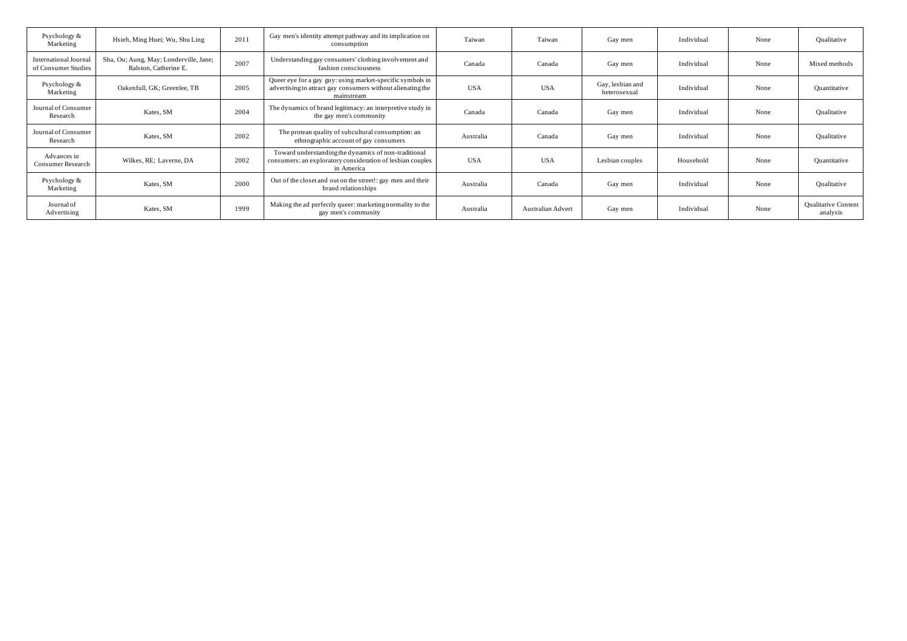| | | | | | | | | | |
|---|---|---|---|---|---|---|---|---|---|
| Psychology & Marketing | Hsieh, Ming Huei; Wu, Shu Ling | 2011 | Gay men's identity attempt pathway and its implication on consumption | Taiwan | Taiwan | Gay men | Individual | None | Qualitative |
| International Journal of Consumer Studies | Sha, Ou; Aung, May; Londerville, Jane; Ralston, Catherine E. | 2007 | Understanding gay consumers' clothing involvement and fashion consciousness | Canada | Canada | Gay men | Individual | None | Mixed methods |
| Psychology & Marketing | Oakenfull, GK; Greenlee, TB | 2005 | Queer eye for a gay guy: using market-specific symbols in advertising to attract gay consumers without alienating the mainstream | USA | USA | Gay, lesbian and heterosexual | Individual | None | Quantitative |
| Journal of Consumer Research | Kates, SM | 2004 | The dynamics of brand legitimacy: an interpretive study in the gay men's community | Canada | Canada | Gay men | Individual | None | Qualitative |
| Journal of Consumer Research | Kates, SM | 2002 | The protean quality of subcultural consumption: an ethnographic account of gay consumers | Australia | Canada | Gay men | Individual | None | Qualitative |
| Advances in Consumer Research | Wilkes, RE; Laverne, DA | 2002 | Toward understanding the dynamics of non-traditional consumers: an exploratory consideration of lesbian couples in America | USA | USA | Lesbian couples | Household | None | Quantitative |
| Psychology & Marketing | Kates, SM | 2000 | Out of the closet and out on the street!: gay men and their brand relationships | Australia | Canada | Gay men | Individual | None | Qualitative |
| Journal of Advertising | Kates, SM | 1999 | Making the ad perfectly queer: marketing normality to the gay men's community | Australia | Australian Advert | Gay men | Individual | None | Qualitative Content analysis |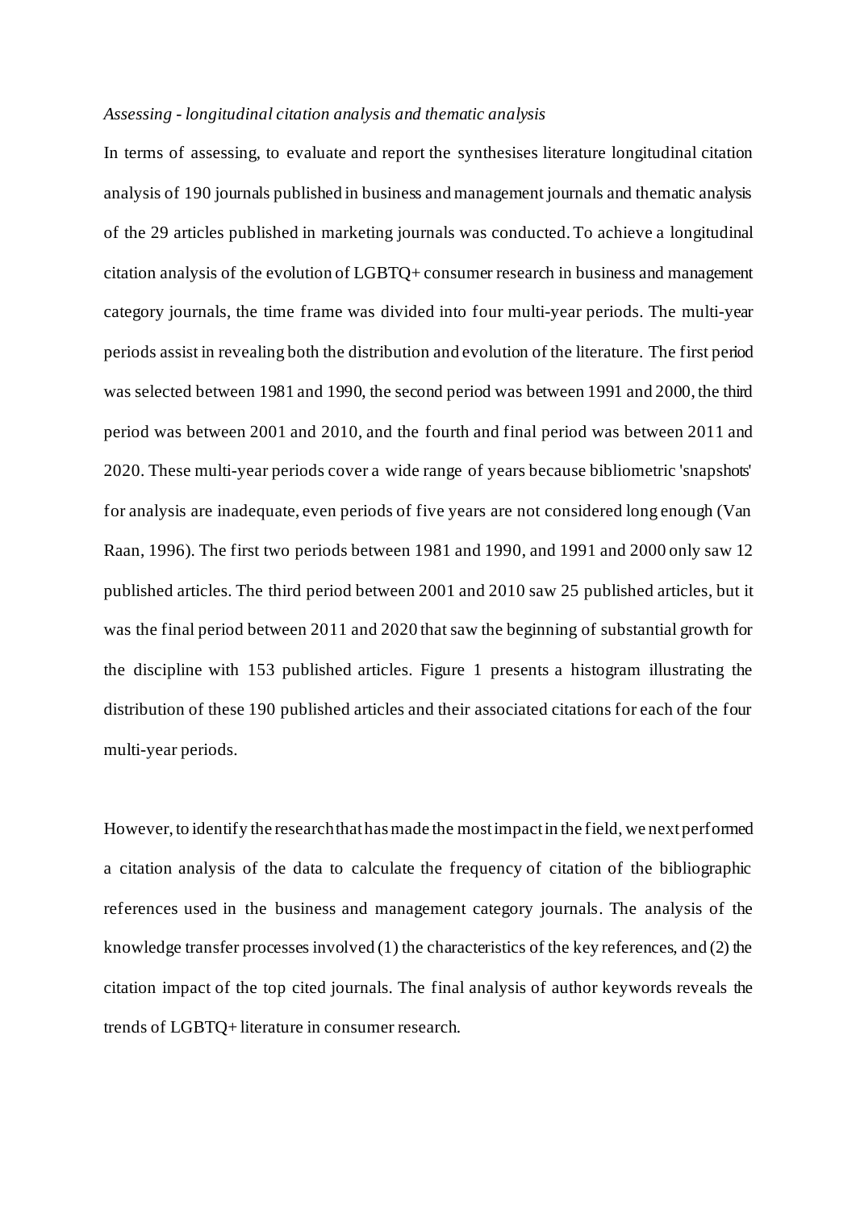*Assessing - longitudinal citation analysis and thematic analysis*

In terms of assessing, to evaluate and report the synthesises literature longitudinal citation analysis of 190 journals published in business and management journals and thematic analysis of the 29 articles published in marketing journals was conducted. To achieve a longitudinal citation analysis of the evolution of LGBTQ+ consumer research in business and management category journals, the time frame was divided into four multi-year periods. The multi-year periods assist in revealing both the distribution and evolution of the literature. The first period was selected between 1981 and 1990, the second period was between 1991 and 2000, the third period was between 2001 and 2010, and the fourth and final period was between 2011 and 2020. These multi-year periods cover a wide range of years because bibliometric 'snapshots' for analysis are inadequate, even periods of five years are not considered long enough (Van Raan, 1996). The first two periods between 1981 and 1990, and 1991 and 2000 only saw 12 published articles. The third period between 2001 and 2010 saw 25 published articles, but it was the final period between 2011 and 2020 that saw the beginning of substantial growth for the discipline with 153 published articles. Figure 1 presents a histogram illustrating the distribution of these 190 published articles and their associated citations for each of the four multi-year periods.

However, to identify the research that has made the most impact in the field, we next performed a citation analysis of the data to calculate the frequency of citation of the bibliographic references used in the business and management category journals. The analysis of the knowledge transfer processes involved (1) the characteristics of the key references, and (2) the citation impact of the top cited journals. The final analysis of author keywords reveals the trends of LGBTQ+ literature in consumer research.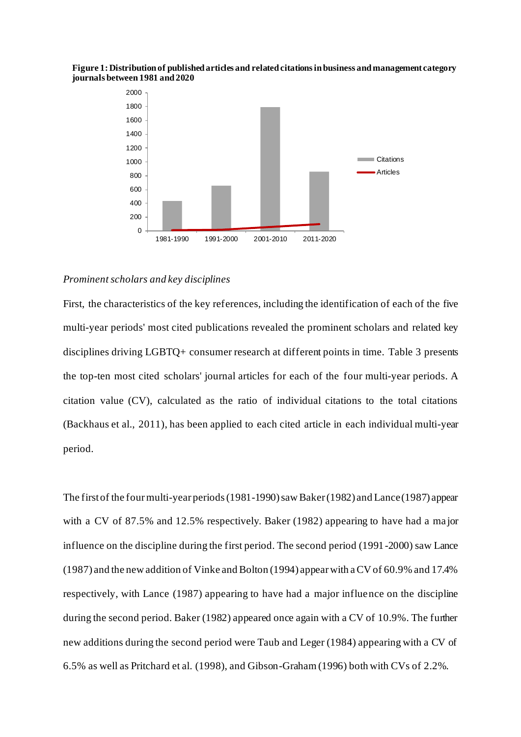**Figure 1: Distribution of published articles and related citations in business and management category journals between 1981 and 2020**

2000
1800
1600
1400
1200
1000
800
600
400
200
0

1981-1990
1991-2000
2001-2010
2011-2020

Citations
Articles

*Prominent scholars and key disciplines*

First, the characteristics of the key references, including the identification of each of the five multi-year periods' most cited publications revealed the prominent scholars and related key disciplines driving LGBTQ+ consumer research at different points in time. Table 3 presents the top-ten most cited scholars' journal articles for each of the four multi-year periods. A citation value (CV), calculated as the ratio of individual citations to the total citations (Backhaus et al., 2011), has been applied to each cited article in each individual multi-year period.

The first of the four multi-year periods (1981-1990) saw Baker (1982) and Lance (1987) appear with a CV of 87.5% and 12.5% respectively. Baker (1982) appearing to have had a major influence on the discipline during the first period. The second period (1991-2000) saw Lance (1987) and the new addition of Vinke and Bolton (1994) appear with a CV of 60.9% and 17.4% respectively, with Lance (1987) appearing to have had a major influence on the discipline during the second period. Baker (1982) appeared once again with a CV of 10.9%. The further new additions during the second period were Taub and Leger (1984) appearing with a CV of 6.5% as well as Pritchard et al. (1998), and Gibson-Graham (1996) both with CVs of 2.2%.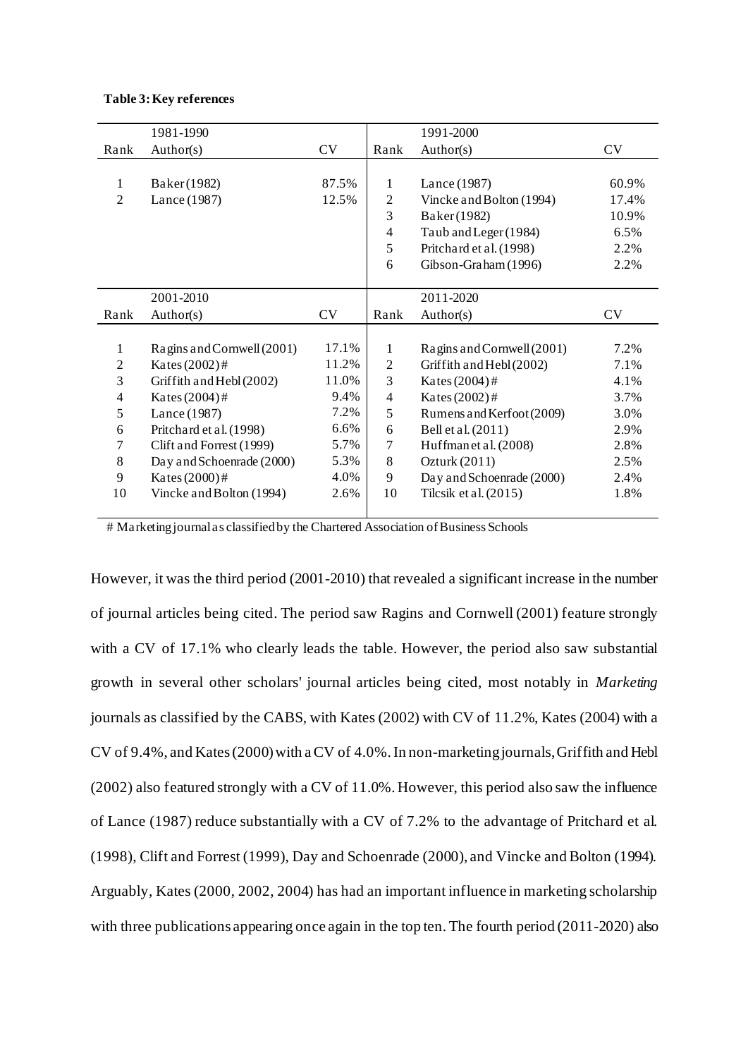**Table 3: Key references**

| | 1981-1990 | | | 1991-2000 | |
|---|---|---|---|---|---|
| Rank | Author(s) | CV | Rank | Author(s) | CV |
| 1 | Baker (1982) | 87.5% | 1 | Lance (1987) | 60.9% |
| 2 | Lance (1987) | 12.5% | 2 | Vincke and Bolton (1994) | 17.4% |
| | | | 3 | Baker (1982) | 10.9% |
| | | | 4 | Taub and Leger (1984) | 6.5% |
| | | | 5 | Pritchard et al. (1998) | 2.2% |
| | | | 6 | Gibson-Graham (1996) | 2.2% |
| | **2001-2010** | | | **2011-2020** | |
| Rank | Author(s) | CV | Rank | Author(s) | CV |
| 1 | Ragins and Cornwell (2001) | 17.1% | 1 | Ragins and Cornwell (2001) | 7.2% |
| 2 | Kates (2002)# | 11.2% | 2 | Griffith and Hebl (2002) | 7.1% |
| 3 | Griffith and Hebl (2002) | 11.0% | 3 | Kates (2004)# | 4.1% |
| 4 | Kates (2004)# | 9.4% | 4 | Kates (2002)# | 3.7% |
| 5 | Lance (1987) | 7.2% | 5 | Rumens and Kerfoot (2009) | 3.0% |
| 6 | Pritchard et al. (1998) | 6.6% | 6 | Bell et al. (2011) | 2.9% |
| 7 | Clift and Forrest (1999) | 5.7% | 7 | Huffman et al. (2008) | 2.8% |
| 8 | Day and Schoenrade (2000) | 5.3% | 8 | Ozturk (2011) | 2.5% |
| 9 | Kates (2000)# | 4.0% | 9 | Day and Schoenrade (2000) | 2.4% |
| 10 | Vincke and Bolton (1994) | 2.6% | 10 | Tilcsik et al. (2015) | 1.8% |

# Marketing journal as classified by the Chartered Association of Business Schools

However, it was the third period (2001-2010) that revealed a significant increase in the number of journal articles being cited. The period saw Ragins and Cornwell (2001) feature strongly with a CV of 17.1% who clearly leads the table. However, the period also saw substantial growth in several other scholars' journal articles being cited, most notably in *Marketing* journals as classified by the CABS, with Kates (2002) with CV of 11.2%, Kates (2004) with a CV of 9.4%, and Kates (2000) with a CV of 4.0%. In non-marketing journals, Griffith and Hebl (2002) also featured strongly with a CV of 11.0%. However, this period also saw the influence of Lance (1987) reduce substantially with a CV of 7.2% to the advantage of Pritchard et al. (1998), Clift and Forrest (1999), Day and Schoenrade (2000), and Vincke and Bolton (1994). Arguably, Kates (2000, 2002, 2004) has had an important influence in marketing scholarship with three publications appearing once again in the top ten. The fourth period (2011-2020) also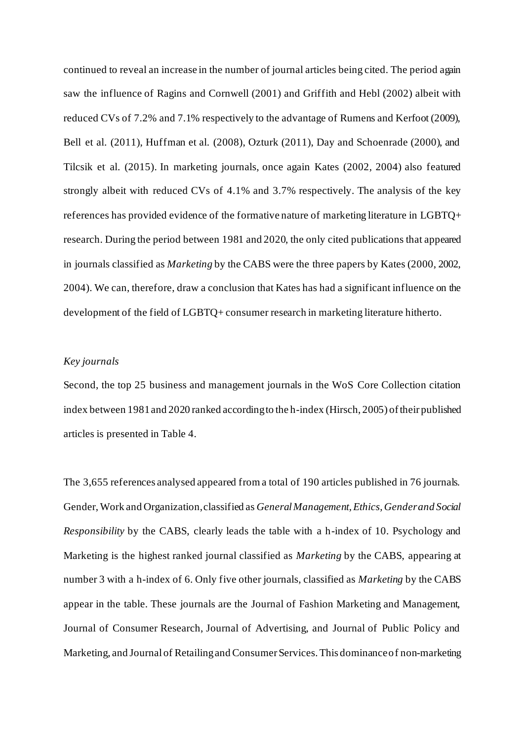continued to reveal an increase in the number of journal articles being cited. The period again saw the influence of Ragins and Cornwell (2001) and Griffith and Hebl (2002) albeit with reduced CVs of 7.2% and 7.1% respectively to the advantage of Rumens and Kerfoot (2009), Bell et al. (2011), Huffman et al. (2008), Ozturk (2011), Day and Schoenrade (2000), and Tilcsik et al. (2015). In marketing journals, once again Kates (2002, 2004) also featured strongly albeit with reduced CVs of 4.1% and 3.7% respectively. The analysis of the key references has provided evidence of the formative nature of marketing literature in LGBTQ+ research. During the period between 1981 and 2020, the only cited publications that appeared in journals classified as *Marketing* by the CABS were the three papers by Kates (2000, 2002, 2004). We can, therefore, draw a conclusion that Kates has had a significant influence on the development of the field of LGBTQ+ consumer research in marketing literature hitherto.

*Key journals*

Second, the top 25 business and management journals in the WoS Core Collection citation index between 1981 and 2020 ranked according to the h-index (Hirsch, 2005) of their published articles is presented in Table 4.

The 3,655 references analysed appeared from a total of 190 articles published in 76 journals. Gender, Work and Organization, classified as *General Management, Ethics, Gender and Social Responsibility* by the CABS, clearly leads the table with a h-index of 10. Psychology and Marketing is the highest ranked journal classified as *Marketing* by the CABS, appearing at number 3 with a h-index of 6. Only five other journals, classified as *Marketing* by the CABS appear in the table. These journals are the Journal of Fashion Marketing and Management, Journal of Consumer Research, Journal of Advertising, and Journal of Public Policy and Marketing, and Journal of Retailing and Consumer Services. This dominance of non-marketing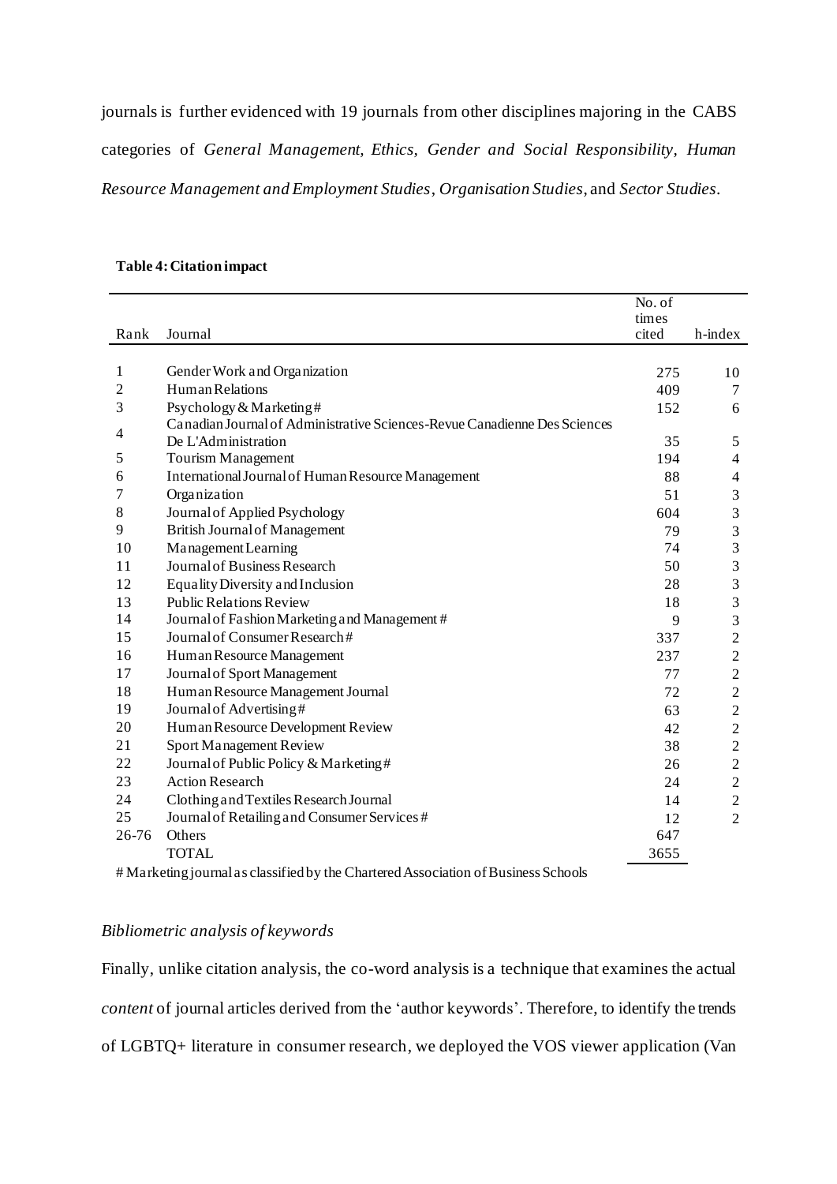journals is further evidenced with 19 journals from other disciplines majoring in the CABS categories of *General Management, Ethics, Gender and Social Responsibility, Human Resource Management and Employment Studies*, *Organisation Studies*, and *Sector Studies*.

**Table 4: Citation impact**

| Rank | Journal | No. of times cited | h-index |
|---|---|---|---|
| 1 | Gender Work and Organization | 275 | 10 |
| 2 | Human Relations | 409 | 7 |
| 3 | Psychology & Marketing# | 152 | 6 |
| 4 | Canadian Journal of Administrative Sciences-Revue Canadienne Des Sciences De L'Administration | 35 | 5 |
| 5 | Tourism Management | 194 | 4 |
| 6 | International Journal of Human Resource Management | 88 | 4 |
| 7 | Organization | 51 | 3 |
| 8 | Journal of Applied Psychology | 604 | 3 |
| 9 | British Journal of Management | 79 | 3 |
| 10 | Management Learning | 74 | 3 |
| 11 | Journal of Business Research | 50 | 3 |
| 12 | Equality Diversity and Inclusion | 28 | 3 |
| 13 | Public Relations Review | 18 | 3 |
| 14 | Journal of Fashion Marketing and Management # | 9 | 3 |
| 15 | Journal of Consumer Research# | 337 | 2 |
| 16 | Human Resource Management | 237 | 2 |
| 17 | Journal of Sport Management | 77 | 2 |
| 18 | Human Resource Management Journal | 72 | 2 |
| 19 | Journal of Advertising# | 63 | 2 |
| 20 | Human Resource Development Review | 42 | 2 |
| 21 | Sport Management Review | 38 | 2 |
| 22 | Journal of Public Policy & Marketing# | 26 | 2 |
| 23 | Action Research | 24 | 2 |
| 24 | Clothing and Textiles Research Journal | 14 | 2 |
| 25 | Journal of Retailing and Consumer Services # | 12 | 2 |
| 26-76 | Others | 647 | |
| | TOTAL | 3655 | |

# Marketing journal as classified by the Chartered Association of Business Schools

*Bibliometric analysis of keywords*

Finally, unlike citation analysis, the co-word analysis is a technique that examines the actual *content* of journal articles derived from the 'author keywords'. Therefore, to identify the trends of LGBTQ+ literature in consumer research, we deployed the VOS viewer application (Van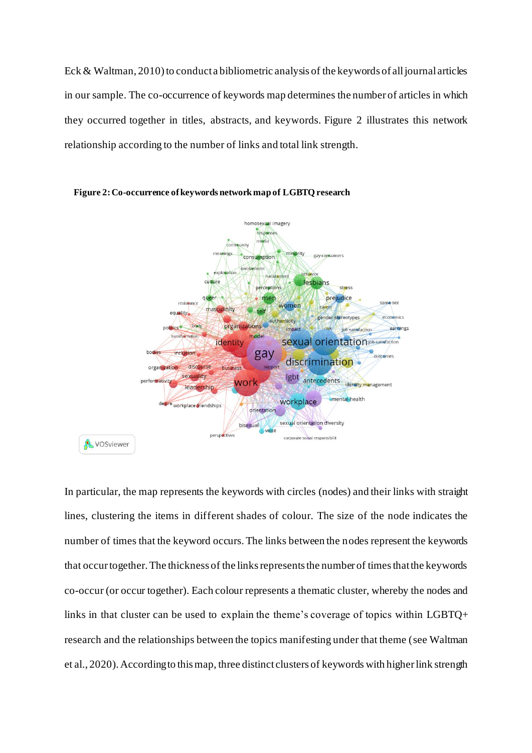Eck & Waltman, 2010) to conduct a bibliometric analysis of the keywords of all journal articles in our sample. The co-occurrence of keywords map determines the number of articles in which they occurred together in titles, abstracts, and keywords. Figure 2 illustrates this network relationship according to the number of links and total link strength.

**Figure 2: Co-occurrence of keywords network map of LGBTQ research**

homosexual imagery
responses
media
community
meanings
consumption
minority
gay consumers
involvement
exploration
harassment
behavior
culture
lesbians
perceptions
stress
queer
men
prejudice
resistance
women
same-sex
masculinity
career
equality
self
gender stereotypes
economics
authenticity
politics
body
organizations
impact
risk
job satisfaction
earnings
transformation
model
identity
sexual orientation
job-satisfaction
bodies
inclusion
gay
outcomes
discrimination
organization
discourse
business
support
sexuality
lgbt
antecedents
identity management
performativity
leadership
work
desire
workplace friendships
workplace
mental health
orientation
sexual orientation diversity
bisexual
voice
perspectives
corporate social responsibilit
VOSviewer

In particular, the map represents the keywords with circles (nodes) and their links with straight lines, clustering the items in different shades of colour. The size of the node indicates the number of times that the keyword occurs. The links between the nodes represent the keywords that occur together. The thickness of the links represents the number of times that the keywords co-occur (or occur together). Each colour represents a thematic cluster, whereby the nodes and links in that cluster can be used to explain the theme's coverage of topics within LGBTQ+ research and the relationships between the topics manifesting under that theme (see Waltman et al., 2020). According to this map, three distinct clusters of keywords with higher link strength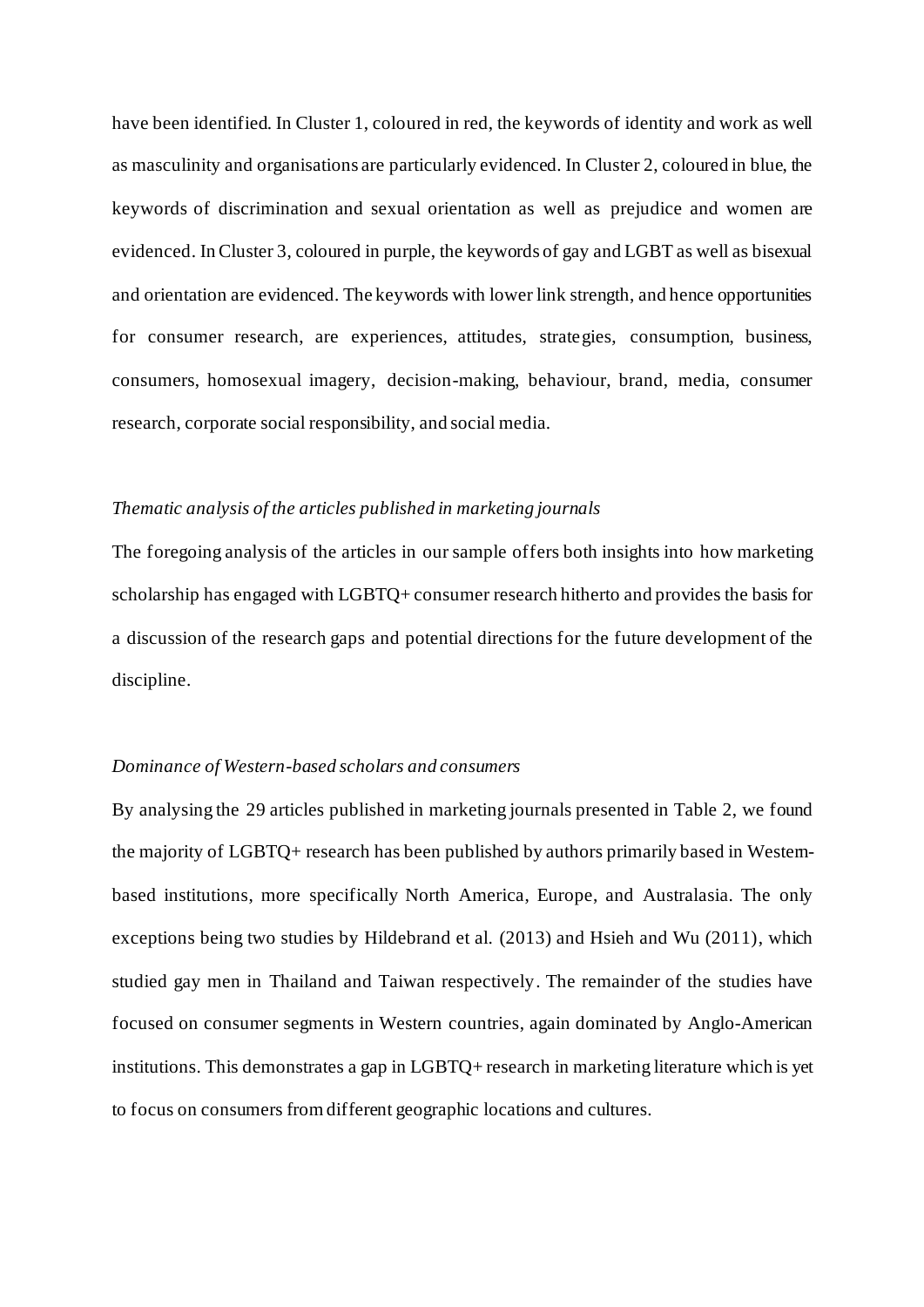have been identified. In Cluster 1, coloured in red, the keywords of identity and work as well as masculinity and organisations are particularly evidenced. In Cluster 2, coloured in blue, the keywords of discrimination and sexual orientation as well as prejudice and women are evidenced. In Cluster 3, coloured in purple, the keywords of gay and LGBT as well as bisexual and orientation are evidenced. The keywords with lower link strength, and hence opportunities for consumer research, are experiences, attitudes, strategies, consumption, business, consumers, homosexual imagery, decision-making, behaviour, brand, media, consumer research, corporate social responsibility, and social media.

*Thematic analysis of the articles published in marketing journals*

The foregoing analysis of the articles in our sample offers both insights into how marketing scholarship has engaged with LGBTQ+ consumer research hitherto and provides the basis for a discussion of the research gaps and potential directions for the future development of the discipline.

*Dominance of Western-based scholars and consumers*

By analysing the 29 articles published in marketing journals presented in Table 2, we found the majority of LGBTQ+ research has been published by authors primarily based in Western-based institutions, more specifically North America, Europe, and Australasia. The only exceptions being two studies by Hildebrand et al. (2013) and Hsieh and Wu (2011), which studied gay men in Thailand and Taiwan respectively. The remainder of the studies have focused on consumer segments in Western countries, again dominated by Anglo-American institutions. This demonstrates a gap in LGBTQ+ research in marketing literature which is yet to focus on consumers from different geographic locations and cultures.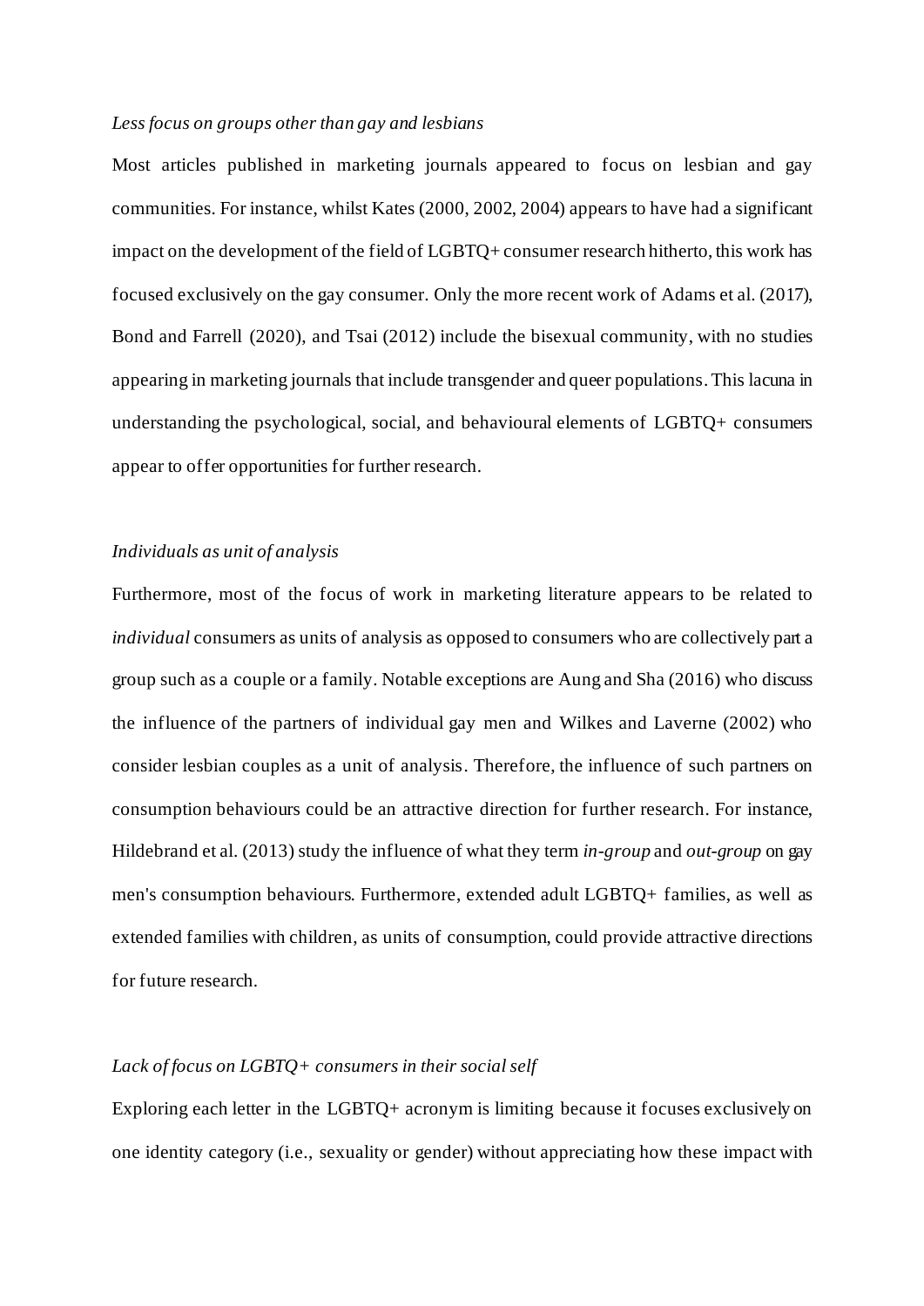*Less focus on groups other than gay and lesbians*

Most articles published in marketing journals appeared to focus on lesbian and gay communities. For instance, whilst Kates (2000, 2002, 2004) appears to have had a significant impact on the development of the field of LGBTQ+ consumer research hitherto, this work has focused exclusively on the gay consumer. Only the more recent work of Adams et al. (2017), Bond and Farrell (2020), and Tsai (2012) include the bisexual community, with no studies appearing in marketing journals that include transgender and queer populations. This lacuna in understanding the psychological, social, and behavioural elements of LGBTQ+ consumers appear to offer opportunities for further research.

*Individuals as unit of analysis*

Furthermore, most of the focus of work in marketing literature appears to be related to *individual* consumers as units of analysis as opposed to consumers who are collectively part a group such as a couple or a family. Notable exceptions are Aung and Sha (2016) who discuss the influence of the partners of individual gay men and Wilkes and Laverne (2002) who consider lesbian couples as a unit of analysis. Therefore, the influence of such partners on consumption behaviours could be an attractive direction for further research. For instance, Hildebrand et al. (2013) study the influence of what they term *in-group* and *out-group* on gay men's consumption behaviours. Furthermore, extended adult LGBTQ+ families, as well as extended families with children, as units of consumption, could provide attractive directions for future research.

*Lack of focus on LGBTQ+ consumers in their social self*

Exploring each letter in the LGBTQ+ acronym is limiting because it focuses exclusively on one identity category (i.e., sexuality or gender) without appreciating how these impact with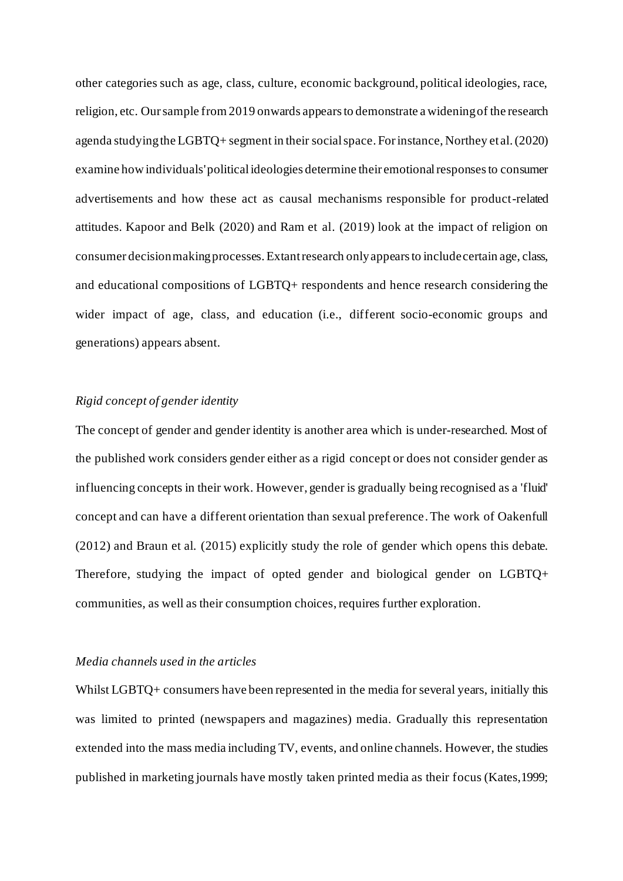other categories such as age, class, culture, economic background, political ideologies, race, religion, etc. Our sample from 2019 onwards appears to demonstrate a widening of the research agenda studying the LGBTQ+ segment in their social space. For instance, Northey et al. (2020) examine how individuals' political ideologies determine their emotional responses to consumer advertisements and how these act as causal mechanisms responsible for product-related attitudes. Kapoor and Belk (2020) and Ram et al. (2019) look at the impact of religion on consumer decision making processes. Extant research only appears to include certain age, class, and educational compositions of LGBTQ+ respondents and hence research considering the wider impact of age, class, and education (i.e., different socio-economic groups and generations) appears absent.

*Rigid concept of gender identity*

The concept of gender and gender identity is another area which is under-researched. Most of the published work considers gender either as a rigid concept or does not consider gender as influencing concepts in their work. However, gender is gradually being recognised as a 'fluid' concept and can have a different orientation than sexual preference. The work of Oakenfull (2012) and Braun et al. (2015) explicitly study the role of gender which opens this debate. Therefore, studying the impact of opted gender and biological gender on LGBTQ+ communities, as well as their consumption choices, requires further exploration.

*Media channels used in the articles*

Whilst LGBTQ+ consumers have been represented in the media for several years, initially this was limited to printed (newspapers and magazines) media. Gradually this representation extended into the mass media including TV, events, and online channels. However, the studies published in marketing journals have mostly taken printed media as their focus (Kates,1999;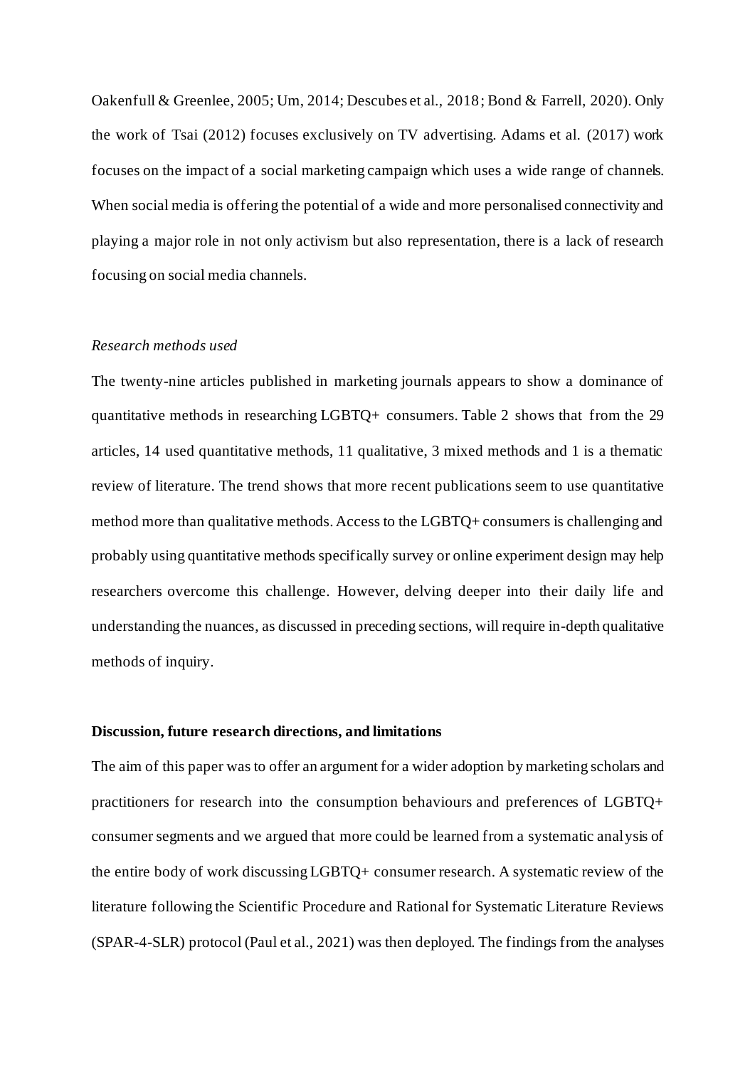Oakenfull & Greenlee, 2005; Um, 2014; Descubes et al., 2018; Bond & Farrell, 2020). Only the work of Tsai (2012) focuses exclusively on TV advertising. Adams et al. (2017) work focuses on the impact of a social marketing campaign which uses a wide range of channels. When social media is offering the potential of a wide and more personalised connectivity and playing a major role in not only activism but also representation, there is a lack of research focusing on social media channels.

*Research methods used*

The twenty-nine articles published in marketing journals appears to show a dominance of quantitative methods in researching LGBTQ+ consumers. Table 2 shows that from the 29 articles, 14 used quantitative methods, 11 qualitative, 3 mixed methods and 1 is a thematic review of literature. The trend shows that more recent publications seem to use quantitative method more than qualitative methods. Access to the LGBTQ+ consumers is challenging and probably using quantitative methods specifically survey or online experiment design may help researchers overcome this challenge. However, delving deeper into their daily life and understanding the nuances, as discussed in preceding sections, will require in-depth qualitative methods of inquiry.

**Discussion, future research directions, and limitations**

The aim of this paper was to offer an argument for a wider adoption by marketing scholars and practitioners for research into the consumption behaviours and preferences of LGBTQ+ consumer segments and we argued that more could be learned from a systematic analysis of the entire body of work discussing LGBTQ+ consumer research. A systematic review of the literature following the Scientific Procedure and Rational for Systematic Literature Reviews (SPAR-4-SLR) protocol (Paul et al., 2021) was then deployed. The findings from the analyses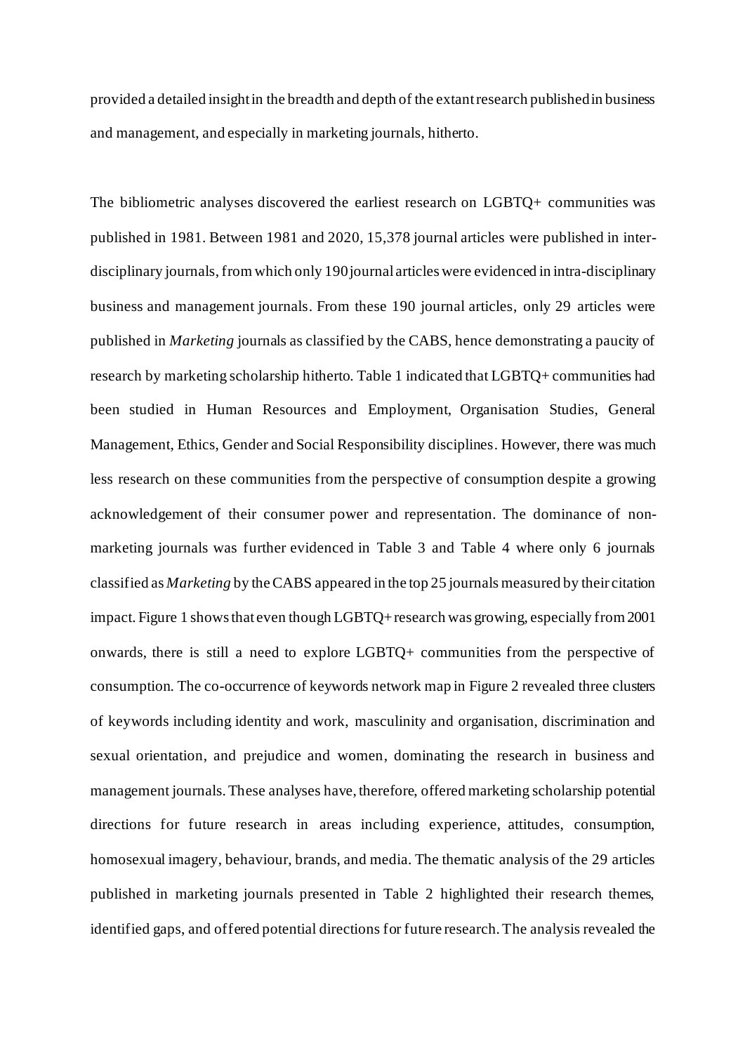provided a detailed insight in the breadth and depth of the extant research published in business and management, and especially in marketing journals, hitherto.

The bibliometric analyses discovered the earliest research on LGBTQ+ communities was published in 1981. Between 1981 and 2020, 15,378 journal articles were published in inter-disciplinary journals, from which only 190 journal articles were evidenced in intra-disciplinary business and management journals. From these 190 journal articles, only 29 articles were published in *Marketing* journals as classified by the CABS, hence demonstrating a paucity of research by marketing scholarship hitherto. Table 1 indicated that LGBTQ+ communities had been studied in Human Resources and Employment, Organisation Studies, General Management, Ethics, Gender and Social Responsibility disciplines. However, there was much less research on these communities from the perspective of consumption despite a growing acknowledgement of their consumer power and representation. The dominance of non-marketing journals was further evidenced in Table 3 and Table 4 where only 6 journals classified as *Marketing* by the CABS appeared in the top 25 journals measured by their citation impact. Figure 1 shows that even though LGBTQ+ research was growing, especially from 2001 onwards, there is still a need to explore LGBTQ+ communities from the perspective of consumption. The co-occurrence of keywords network map in Figure 2 revealed three clusters of keywords including identity and work, masculinity and organisation, discrimination and sexual orientation, and prejudice and women, dominating the research in business and management journals. These analyses have, therefore, offered marketing scholarship potential directions for future research in areas including experience, attitudes, consumption, homosexual imagery, behaviour, brands, and media. The thematic analysis of the 29 articles published in marketing journals presented in Table 2 highlighted their research themes, identified gaps, and offered potential directions for future research. The analysis revealed the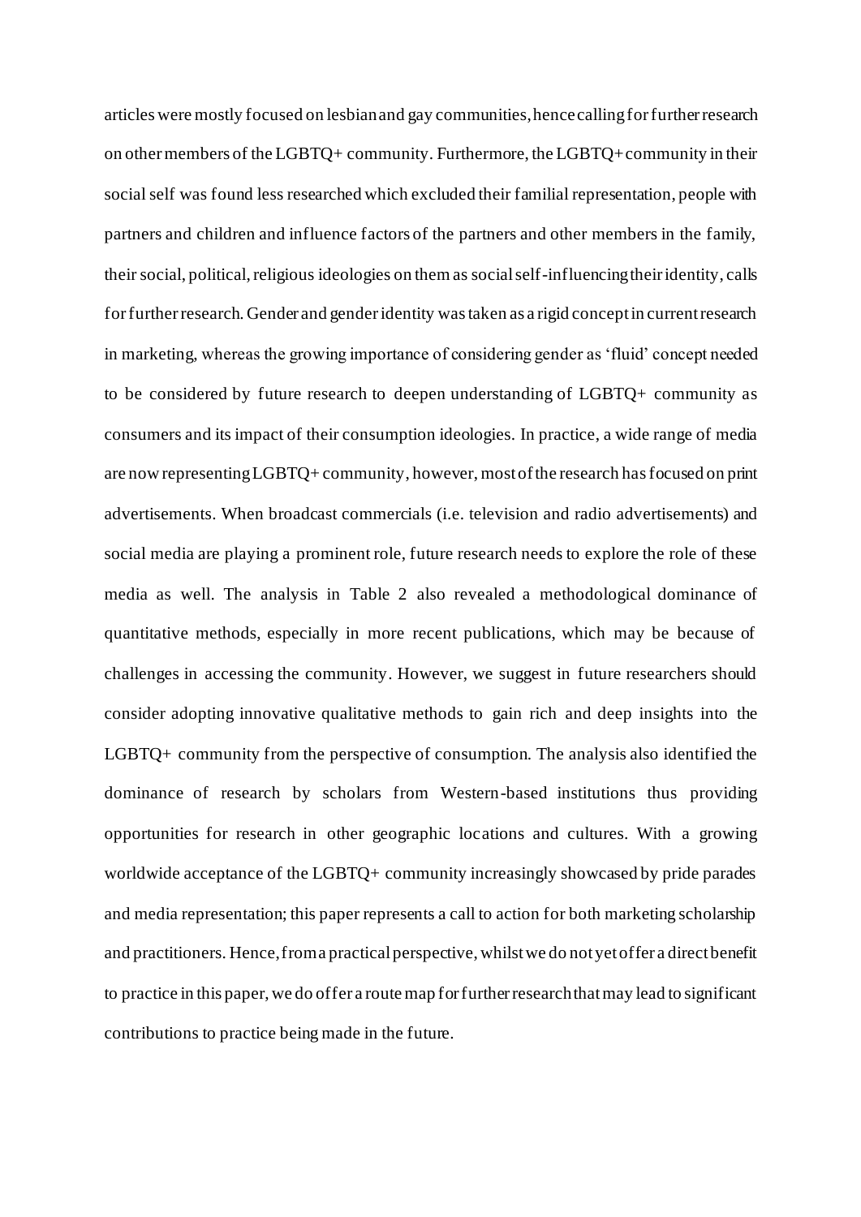articles were mostly focused on lesbian and gay communities, hence calling for further research on other members of the LGBTQ+ community. Furthermore, the LGBTQ+ community in their social self was found less researched which excluded their familial representation, people with partners and children and influence factors of the partners and other members in the family, their social, political, religious ideologies on them as social self-influencing their identity, calls for further research. Gender and gender identity was taken as a rigid concept in current research in marketing, whereas the growing importance of considering gender as 'fluid' concept needed to be considered by future research to deepen understanding of LGBTQ+ community as consumers and its impact of their consumption ideologies. In practice, a wide range of media are now representing LGBTQ+ community, however, most of the research has focused on print advertisements. When broadcast commercials (i.e. television and radio advertisements) and social media are playing a prominent role, future research needs to explore the role of these media as well. The analysis in Table 2 also revealed a methodological dominance of quantitative methods, especially in more recent publications, which may be because of challenges in accessing the community. However, we suggest in future researchers should consider adopting innovative qualitative methods to gain rich and deep insights into the LGBTQ+ community from the perspective of consumption. The analysis also identified the dominance of research by scholars from Western-based institutions thus providing opportunities for research in other geographic locations and cultures. With a growing worldwide acceptance of the LGBTQ+ community increasingly showcased by pride parades and media representation; this paper represents a call to action for both marketing scholarship and practitioners. Hence, from a practical perspective, whilst we do not yet offer a direct benefit to practice in this paper, we do offer a route map for further research that may lead to significant contributions to practice being made in the future.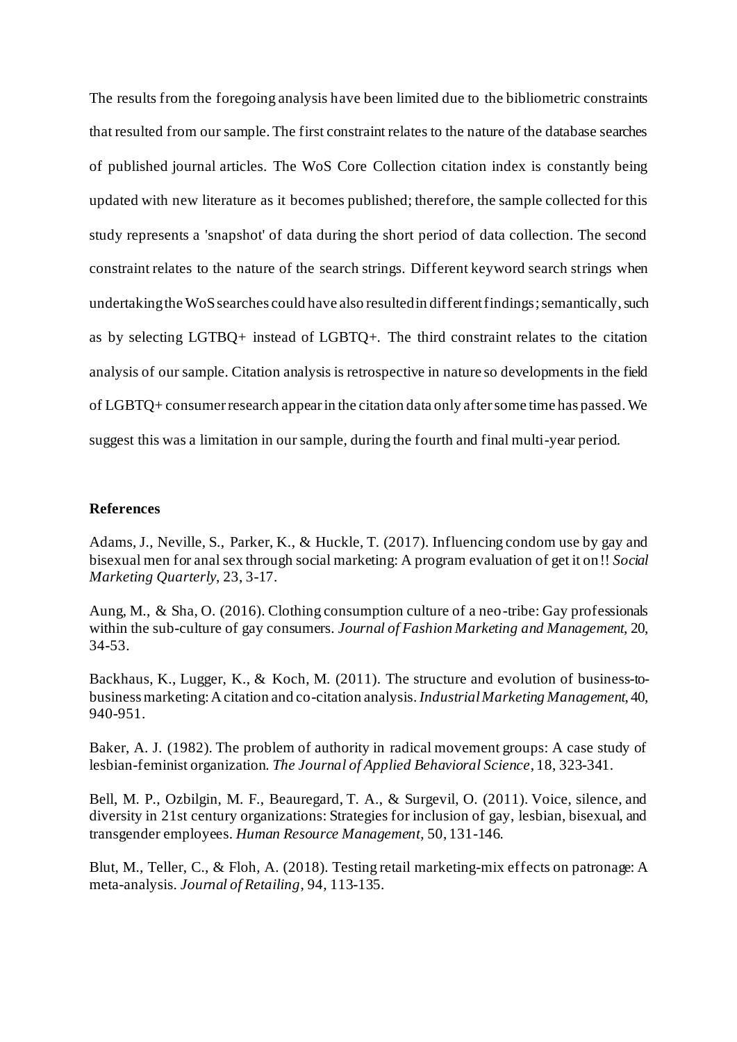The results from the foregoing analysis have been limited due to the bibliometric constraints that resulted from our sample. The first constraint relates to the nature of the database searches of published journal articles. The WoS Core Collection citation index is constantly being updated with new literature as it becomes published; therefore, the sample collected for this study represents a 'snapshot' of data during the short period of data collection. The second constraint relates to the nature of the search strings. Different keyword search strings when undertaking the WoS searches could have also resulted in different findings; semantically, such as by selecting LGTBQ+ instead of LGBTQ+. The third constraint relates to the citation analysis of our sample. Citation analysis is retrospective in nature so developments in the field of LGBTQ+ consumer research appear in the citation data only after some time has passed. We suggest this was a limitation in our sample, during the fourth and final multi-year period.

**References**

Adams, J., Neville, S., Parker, K., & Huckle, T. (2017). Influencing condom use by gay and bisexual men for anal sex through social marketing: A program evaluation of get it on!! *Social Marketing Quarterly*, 23, 3-17.

Aung, M., & Sha, O. (2016). Clothing consumption culture of a neo-tribe: Gay professionals within the sub-culture of gay consumers. *Journal of Fashion Marketing and Management*, 20, 34-53.

Backhaus, K., Lugger, K., & Koch, M. (2011). The structure and evolution of business-to-business marketing: A citation and co-citation analysis. *Industrial Marketing Management*, 40, 940-951.

Baker, A. J. (1982). The problem of authority in radical movement groups: A case study of lesbian-feminist organization. *The Journal of Applied Behavioral Science*, 18, 323-341.

Bell, M. P., Ozbilgin, M. F., Beauregard, T. A., & Surgevil, O. (2011). Voice, silence, and diversity in 21st century organizations: Strategies for inclusion of gay, lesbian, bisexual, and transgender employees. *Human Resource Management*, 50, 131-146.

Blut, M., Teller, C., & Floh, A. (2018). Testing retail marketing-mix effects on patronage: A meta-analysis. *Journal of Retailing*, 94, 113-135.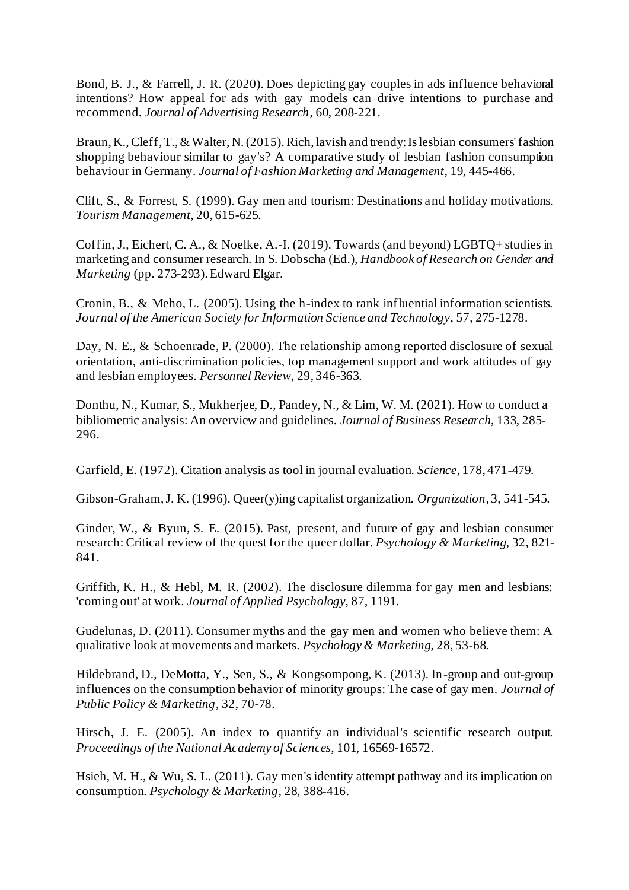Bond, B. J., & Farrell, J. R. (2020). Does depicting gay couples in ads influence behavioral intentions? How appeal for ads with gay models can drive intentions to purchase and recommend. *Journal of Advertising Research*, 60, 208-221.

Braun, K., Cleff, T., & Walter, N. (2015). Rich, lavish and trendy: Is lesbian consumers' fashion shopping behaviour similar to gay's? A comparative study of lesbian fashion consumption behaviour in Germany. *Journal of Fashion Marketing and Management*, 19, 445-466.

Clift, S., & Forrest, S. (1999). Gay men and tourism: Destinations and holiday motivations. *Tourism Management*, 20, 615-625.

Coffin, J., Eichert, C. A., & Noelke, A.-I. (2019). Towards (and beyond) LGBTQ+ studies in marketing and consumer research. In S. Dobscha (Ed.), *Handbook of Research on Gender and Marketing* (pp. 273-293). Edward Elgar.

Cronin, B., & Meho, L. (2005). Using the h-index to rank influential information scientists. *Journal of the American Society for Information Science and Technology*, 57, 275-1278.

Day, N. E., & Schoenrade, P. (2000). The relationship among reported disclosure of sexual orientation, anti-discrimination policies, top management support and work attitudes of gay and lesbian employees. *Personnel Review*, 29, 346-363.

Donthu, N., Kumar, S., Mukherjee, D., Pandey, N., & Lim, W. M. (2021). How to conduct a bibliometric analysis: An overview and guidelines. *Journal of Business Research*, 133, 285-296.

Garfield, E. (1972). Citation analysis as tool in journal evaluation. *Science*, 178, 471-479.

Gibson-Graham, J. K. (1996). Queer(y)ing capitalist organization. *Organization*, 3, 541-545.

Ginder, W., & Byun, S. E. (2015). Past, present, and future of gay and lesbian consumer research: Critical review of the quest for the queer dollar. *Psychology & Marketing*, 32, 821-841.

Griffith, K. H., & Hebl, M. R. (2002). The disclosure dilemma for gay men and lesbians: 'coming out' at work. *Journal of Applied Psychology*, 87, 1191.

Gudelunas, D. (2011). Consumer myths and the gay men and women who believe them: A qualitative look at movements and markets. *Psychology & Marketing*, 28, 53-68.

Hildebrand, D., DeMotta, Y., Sen, S., & Kongsompong, K. (2013). In-group and out-group influences on the consumption behavior of minority groups: The case of gay men. *Journal of Public Policy & Marketing*, 32, 70-78.

Hirsch, J. E. (2005). An index to quantify an individual's scientific research output. *Proceedings of the National Academy of Sciences*, 101, 16569-16572.

Hsieh, M. H., & Wu, S. L. (2011). Gay men's identity attempt pathway and its implication on consumption. *Psychology & Marketing*, 28, 388-416.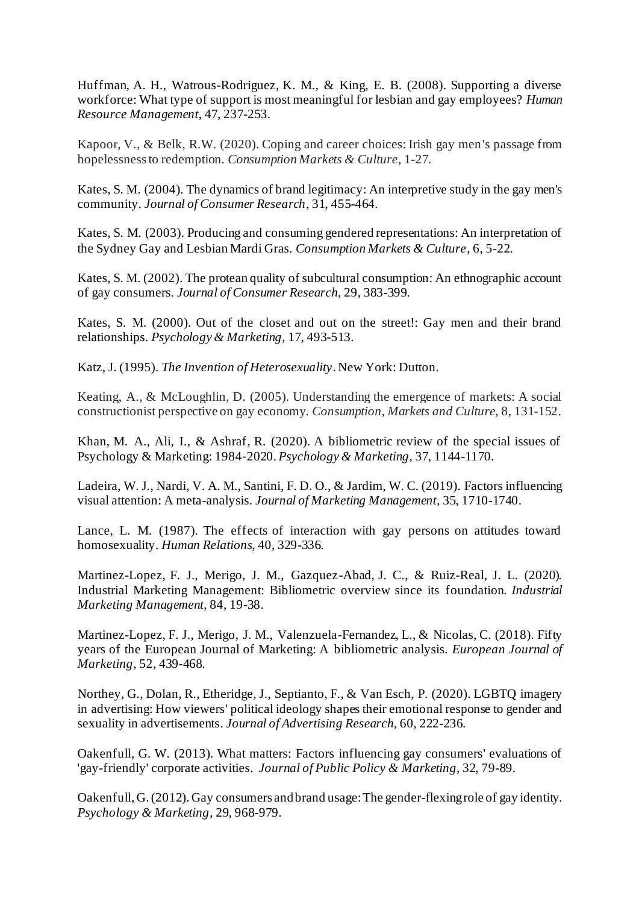Huffman, A. H., Watrous-Rodriguez, K. M., & King, E. B. (2008). Supporting a diverse workforce: What type of support is most meaningful for lesbian and gay employees? *Human Resource Management*, 47, 237-253.

Kapoor, V., & Belk, R.W. (2020). Coping and career choices: Irish gay men's passage from hopelessness to redemption. *Consumption Markets & Culture*, 1-27.

Kates, S. M. (2004). The dynamics of brand legitimacy: An interpretive study in the gay men's community. *Journal of Consumer Research*, 31, 455-464.

Kates, S. M. (2003). Producing and consuming gendered representations: An interpretation of the Sydney Gay and Lesbian Mardi Gras. *Consumption Markets & Culture*, 6, 5-22.

Kates, S. M. (2002). The protean quality of subcultural consumption: An ethnographic account of gay consumers. *Journal of Consumer Research*, 29, 383-399.

Kates, S. M. (2000). Out of the closet and out on the street!: Gay men and their brand relationships. *Psychology & Marketing*, 17, 493-513.

Katz, J. (1995). *The Invention of Heterosexuality*. New York: Dutton.

Keating, A., & McLoughlin, D. (2005). Understanding the emergence of markets: A social constructionist perspective on gay economy. *Consumption, Markets and Culture*, 8, 131-152.

Khan, M. A., Ali, I., & Ashraf, R. (2020). A bibliometric review of the special issues of Psychology & Marketing: 1984-2020. *Psychology & Marketing*, 37, 1144-1170.

Ladeira, W. J., Nardi, V. A. M., Santini, F. D. O., & Jardim, W. C. (2019). Factors influencing visual attention: A meta-analysis. *Journal of Marketing Management*, 35, 1710-1740.

Lance, L. M. (1987). The effects of interaction with gay persons on attitudes toward homosexuality. *Human Relations*, 40, 329-336.

Martinez-Lopez, F. J., Merigo, J. M., Gazquez-Abad, J. C., & Ruiz-Real, J. L. (2020). Industrial Marketing Management: Bibliometric overview since its foundation. *Industrial Marketing Management*, 84, 19-38.

Martinez-Lopez, F. J., Merigo, J. M., Valenzuela-Fernandez, L., & Nicolas, C. (2018). Fifty years of the European Journal of Marketing: A bibliometric analysis. *European Journal of Marketing*, 52, 439-468.

Northey, G., Dolan, R., Etheridge, J., Septianto, F., & Van Esch, P. (2020). LGBTQ imagery in advertising: How viewers' political ideology shapes their emotional response to gender and sexuality in advertisements. *Journal of Advertising Research*, 60, 222-236.

Oakenfull, G. W. (2013). What matters: Factors influencing gay consumers' evaluations of 'gay-friendly' corporate activities. *Journal of Public Policy & Marketing*, 32, 79-89.

Oakenfull, G. (2012). Gay consumers and brand usage: The gender-flexing role of gay identity. *Psychology & Marketing*, 29, 968-979.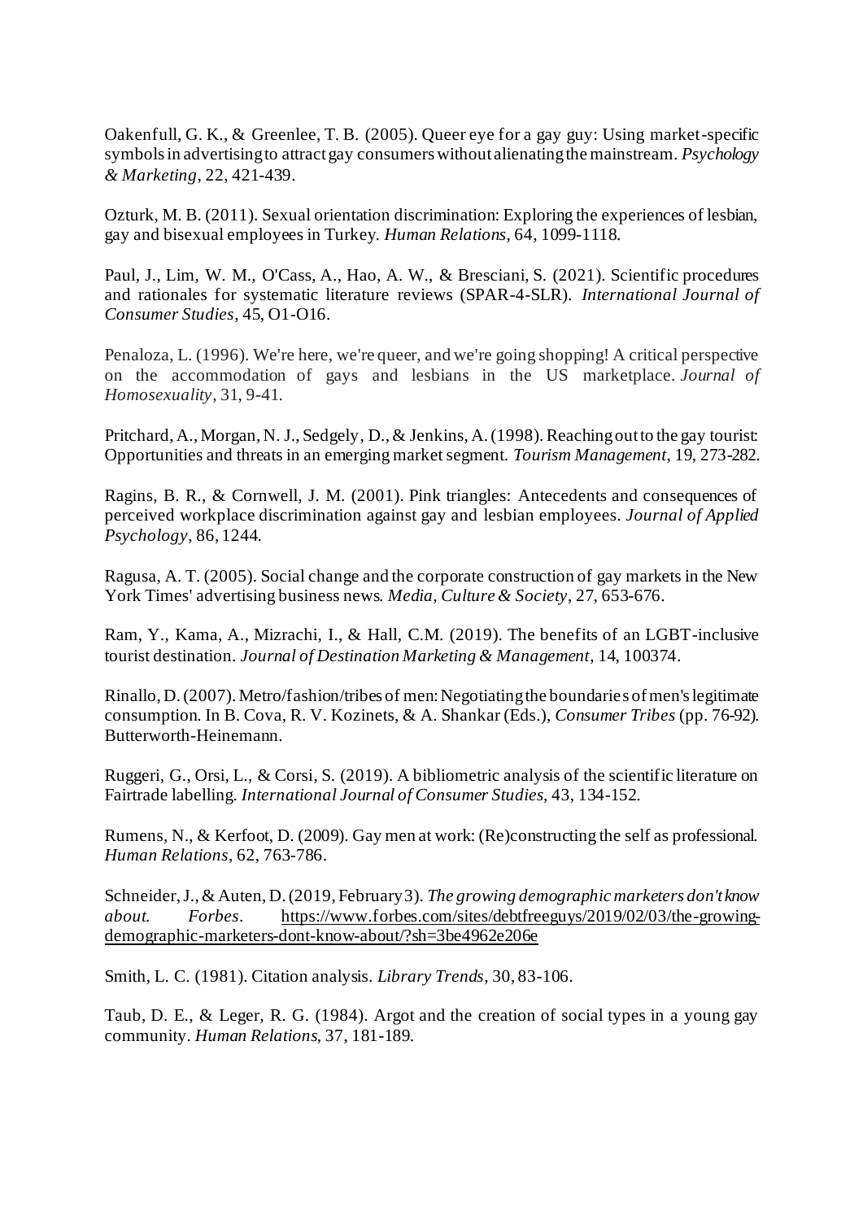Oakenfull, G. K., & Greenlee, T. B. (2005). Queer eye for a gay guy: Using market-specific symbols in advertising to attract gay consumers without alienating the mainstream. *Psychology & Marketing*, 22, 421-439.

Ozturk, M. B. (2011). Sexual orientation discrimination: Exploring the experiences of lesbian, gay and bisexual employees in Turkey. *Human Relations*, 64, 1099-1118.

Paul, J., Lim, W. M., O'Cass, A., Hao, A. W., & Bresciani, S. (2021). Scientific procedures and rationales for systematic literature reviews (SPAR-4-SLR). *International Journal of Consumer Studies*, 45, O1-O16.

Penaloza, L. (1996). We're here, we're queer, and we're going shopping! A critical perspective on the accommodation of gays and lesbians in the US marketplace. *Journal of Homosexuality*, 31, 9-41.

Pritchard, A., Morgan, N. J., Sedgely, D., & Jenkins, A. (1998). Reaching out to the gay tourist: Opportunities and threats in an emerging market segment. *Tourism Management*, 19, 273-282.

Ragins, B. R., & Cornwell, J. M. (2001). Pink triangles: Antecedents and consequences of perceived workplace discrimination against gay and lesbian employees. *Journal of Applied Psychology*, 86, 1244.

Ragusa, A. T. (2005). Social change and the corporate construction of gay markets in the New York Times' advertising business news. *Media, Culture & Society*, 27, 653-676.

Ram, Y., Kama, A., Mizrachi, I., & Hall, C.M. (2019). The benefits of an LGBT-inclusive tourist destination. *Journal of Destination Marketing & Management*, 14, 100374.

Rinallo, D. (2007). Metro/fashion/tribes of men: Negotiating the boundaries of men's legitimate consumption. In B. Cova, R. V. Kozinets, & A. Shankar (Eds.), *Consumer Tribes* (pp. 76-92). Butterworth-Heinemann.

Ruggeri, G., Orsi, L., & Corsi, S. (2019). A bibliometric analysis of the scientific literature on Fairtrade labelling. *International Journal of Consumer Studies*, 43, 134-152.

Rumens, N., & Kerfoot, D. (2009). Gay men at work: (Re)constructing the self as professional. *Human Relations*, 62, 763-786.

Schneider, J., & Auten, D. (2019, February 3). *The growing demographic marketers don't know about. Forbes*. https://www.forbes.com/sites/debtfreeguys/2019/02/03/the-growing-demographic-marketers-dont-know-about/?sh=3be4962e206e

Smith, L. C. (1981). Citation analysis. *Library Trends*, 30, 83-106.

Taub, D. E., & Leger, R. G. (1984). Argot and the creation of social types in a young gay community. *Human Relations*, 37, 181-189.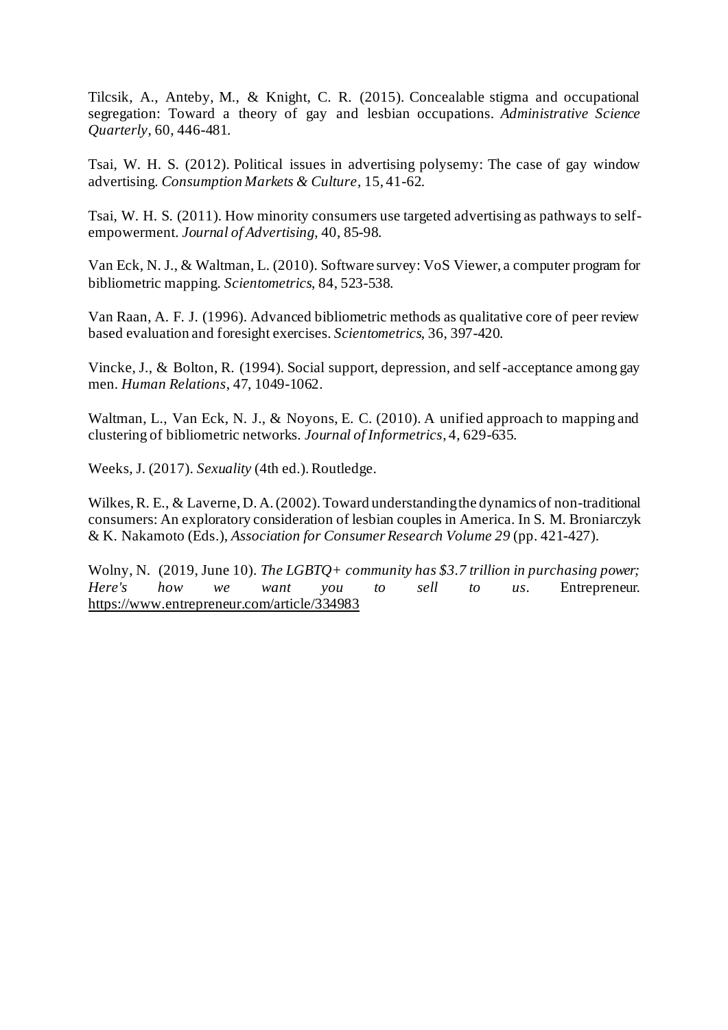Tilcsik, A., Anteby, M., & Knight, C. R. (2015). Concealable stigma and occupational segregation: Toward a theory of gay and lesbian occupations. *Administrative Science Quarterly*, 60, 446-481.

Tsai, W. H. S. (2012). Political issues in advertising polysemy: The case of gay window advertising. *Consumption Markets & Culture*, 15, 41-62.

Tsai, W. H. S. (2011). How minority consumers use targeted advertising as pathways to self-empowerment. *Journal of Advertising*, 40, 85-98.

Van Eck, N. J., & Waltman, L. (2010). Software survey: VoS Viewer, a computer program for bibliometric mapping. *Scientometrics*, 84, 523-538.

Van Raan, A. F. J. (1996). Advanced bibliometric methods as qualitative core of peer review based evaluation and foresight exercises. *Scientometrics*, 36, 397-420.

Vincke, J., & Bolton, R. (1994). Social support, depression, and self-acceptance among gay men. *Human Relations*, 47, 1049-1062.

Waltman, L., Van Eck, N. J., & Noyons, E. C. (2010). A unified approach to mapping and clustering of bibliometric networks. *Journal of Informetrics*, 4, 629-635.

Weeks, J. (2017). *Sexuality* (4th ed.). Routledge.

Wilkes, R. E., & Laverne, D. A. (2002). Toward understanding the dynamics of non-traditional consumers: An exploratory consideration of lesbian couples in America. In S. M. Broniarczyk & K. Nakamoto (Eds.), *Association for Consumer Research Volume 29* (pp. 421-427).

Wolny, N. (2019, June 10). *The LGBTQ+ community has $3.7 trillion in purchasing power; Here's how we want you to sell to us*. Entrepreneur. https://www.entrepreneur.com/article/334983